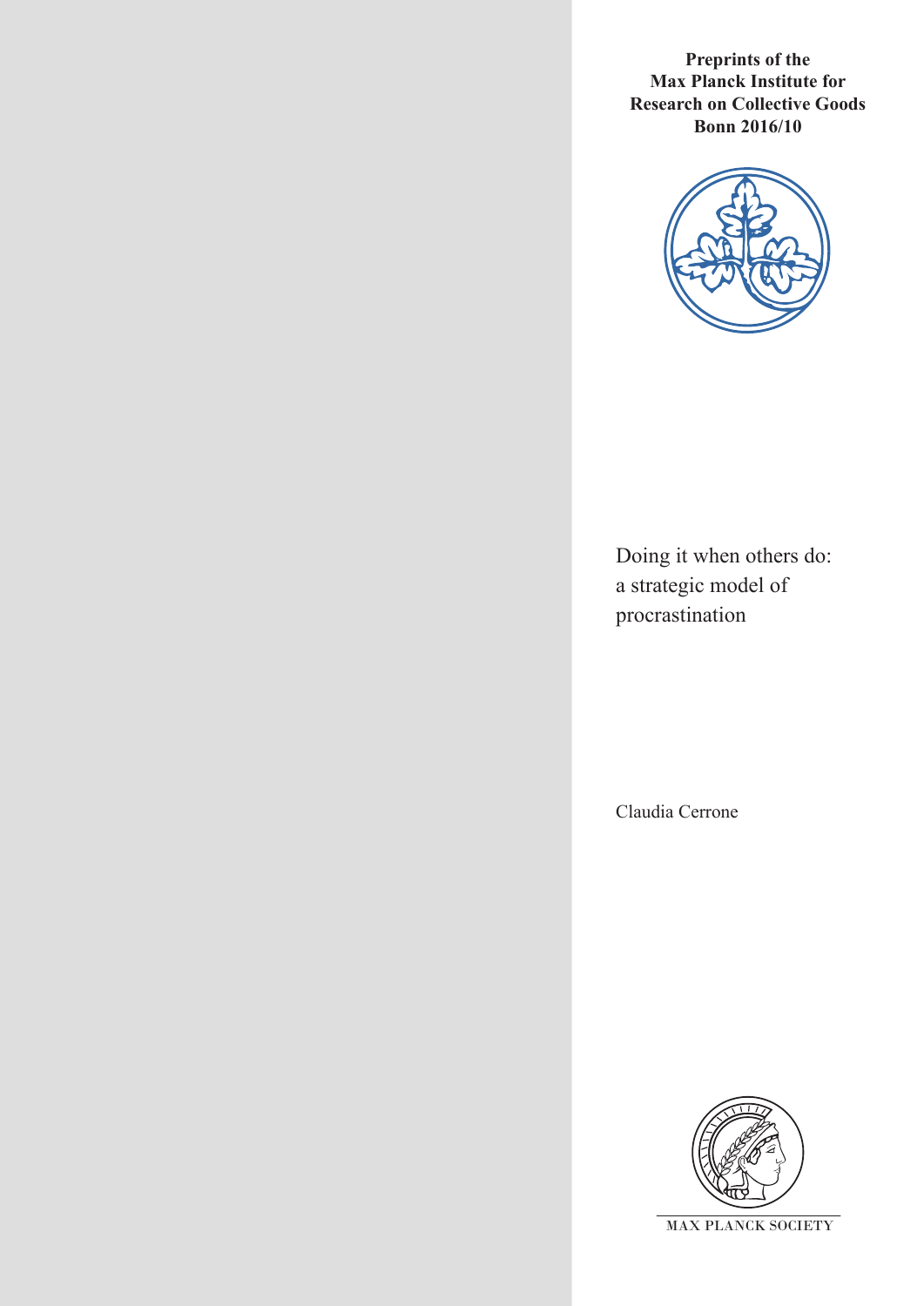**Preprints of the Max Planck Institute for Research on Collective Goods Bonn 2016/10**

# Doing it when others do: a strategic model of procrastination

Claudia Cerrone

MAX PLANCK SOCIETY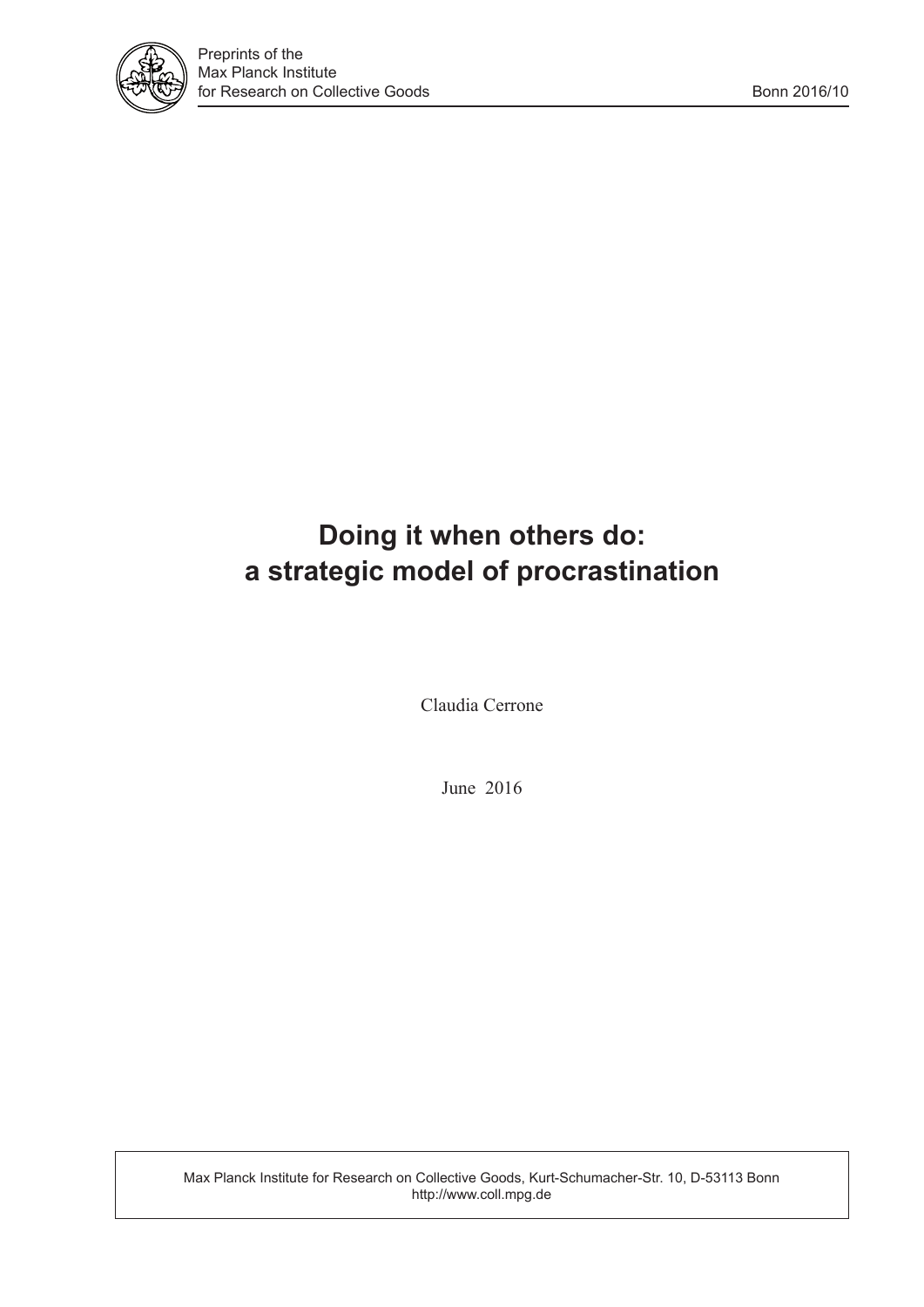Preprints of the
Max Planck Institute
for Research on Collective Goods

Bonn 2016/10

# Doing it when others do: a strategic model of procrastination

Claudia Cerrone

June 2016

Max Planck Institute for Research on Collective Goods, Kurt-Schumacher-Str. 10, D-53113 Bonn
http://www.coll.mpg.de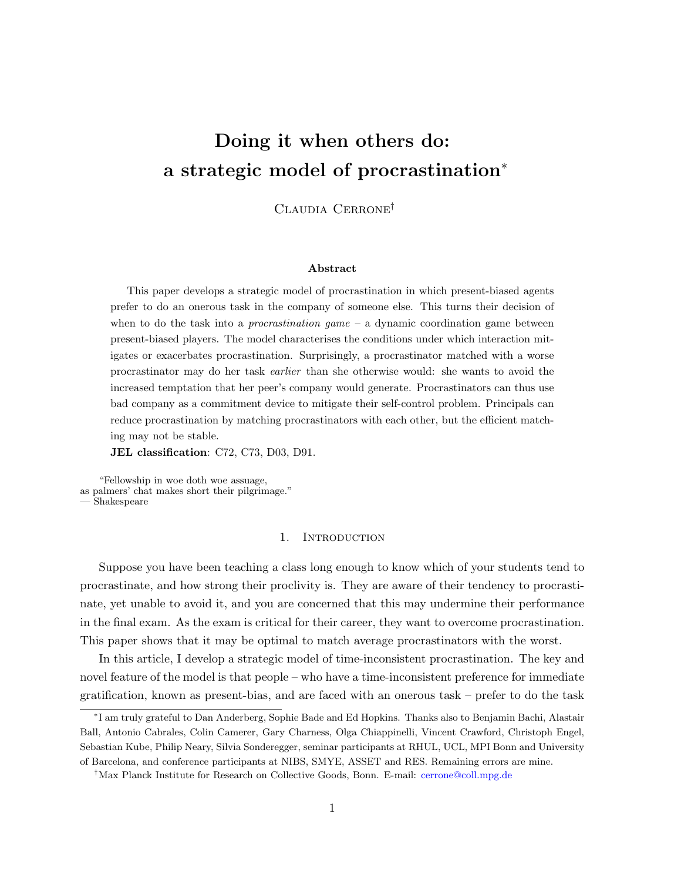# Doing it when others do: a strategic model of procrastination*

Claudia Cerrone†

**Abstract**

This paper develops a strategic model of procrastination in which present-biased agents prefer to do an onerous task in the company of someone else. This turns their decision of when to do the task into a *procrastination game* – a dynamic coordination game between present-biased players. The model characterises the conditions under which interaction mitigates or exacerbates procrastination. Surprisingly, a procrastinator matched with a worse procrastinator may do her task *earlier* than she otherwise would: she wants to avoid the increased temptation that her peer's company would generate. Procrastinators can thus use bad company as a commitment device to mitigate their self-control problem. Principals can reduce procrastination by matching procrastinators with each other, but the efficient matching may not be stable.

**JEL classification**: C72, C73, D03, D91.

"Fellowship in woe doth woe assuage,
as palmers' chat makes short their pilgrimage."
— Shakespeare

## 1. Introduction

Suppose you have been teaching a class long enough to know which of your students tend to procrastinate, and how strong their proclivity is. They are aware of their tendency to procrastinate, yet unable to avoid it, and you are concerned that this may undermine their performance in the final exam. As the exam is critical for their career, they want to overcome procrastination. This paper shows that it may be optimal to match average procrastinators with the worst.

In this article, I develop a strategic model of time-inconsistent procrastination. The key and novel feature of the model is that people – who have a time-inconsistent preference for immediate gratification, known as present-bias, and are faced with an onerous task – prefer to do the task

*I am truly grateful to Dan Anderberg, Sophie Bade and Ed Hopkins. Thanks also to Benjamin Bachi, Alastair Ball, Antonio Cabrales, Colin Camerer, Gary Charness, Olga Chiappinelli, Vincent Crawford, Christoph Engel, Sebastian Kube, Philip Neary, Silvia Sonderegger, seminar participants at RHUL, UCL, MPI Bonn and University of Barcelona, and conference participants at NIBS, SMYE, ASSET and RES. Remaining errors are mine.

†Max Planck Institute for Research on Collective Goods, Bonn. E-mail: cerrone@coll.mpg.de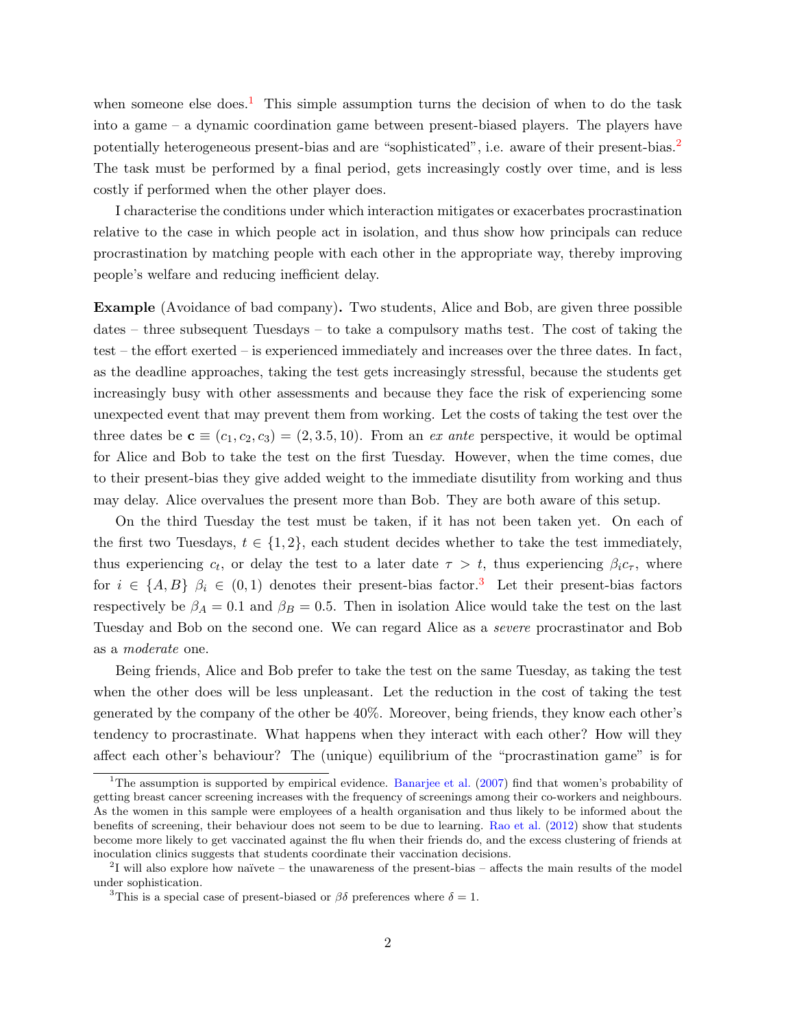when someone else does.[1] This simple assumption turns the decision of when to do the task into a game – a dynamic coordination game between present-biased players. The players have potentially heterogeneous present-bias and are "sophisticated", i.e. aware of their present-bias.[2] The task must be performed by a final period, gets increasingly costly over time, and is less costly if performed when the other player does.

I characterise the conditions under which interaction mitigates or exacerbates procrastination relative to the case in which people act in isolation, and thus show how principals can reduce procrastination by matching people with each other in the appropriate way, thereby improving people's welfare and reducing inefficient delay.

**Example** (Avoidance of bad company)**.** Two students, Alice and Bob, are given three possible dates – three subsequent Tuesdays – to take a compulsory maths test. The cost of taking the test – the effort exerted – is experienced immediately and increases over the three dates. In fact, as the deadline approaches, taking the test gets increasingly stressful, because the students get increasingly busy with other assessments and because they face the risk of experiencing some unexpected event that may prevent them from working. Let the costs of taking the test over the three dates be $\mathbf{c} \equiv (c_1, c_2, c_3) = (2, 3.5, 10)$. From an *ex ante* perspective, it would be optimal for Alice and Bob to take the test on the first Tuesday. However, when the time comes, due to their present-bias they give added weight to the immediate disutility from working and thus may delay. Alice overvalues the present more than Bob. They are both aware of this setup.

On the third Tuesday the test must be taken, if it has not been taken yet. On each of the first two Tuesdays, $t \in \{1, 2\}$, each student decides whether to take the test immediately, thus experiencing $c_t$, or delay the test to a later date $\tau > t$, thus experiencing $\beta_i c_\tau$, where for $i \in \{A, B\}$ $\beta_i \in (0, 1)$ denotes their present-bias factor.[3] Let their present-bias factors respectively be $\beta_A = 0.1$ and $\beta_B = 0.5$. Then in isolation Alice would take the test on the last Tuesday and Bob on the second one. We can regard Alice as a *severe* procrastinator and Bob as a *moderate* one.

Being friends, Alice and Bob prefer to take the test on the same Tuesday, as taking the test when the other does will be less unpleasant. Let the reduction in the cost of taking the test generated by the company of the other be 40%. Moreover, being friends, they know each other's tendency to procrastinate. What happens when they interact with each other? How will they affect each other's behaviour? The (unique) equilibrium of the "procrastination game" is for

---

[1] The assumption is supported by empirical evidence. Banarjee et al. (2007) find that women's probability of getting breast cancer screening increases with the frequency of screenings among their co-workers and neighbours. As the women in this sample were employees of a health organisation and thus likely to be informed about the benefits of screening, their behaviour does not seem to be due to learning. Rao et al. (2012) show that students become more likely to get vaccinated against the flu when their friends do, and the excess clustering of friends at inoculation clinics suggests that students coordinate their vaccination decisions.

[2] I will also explore how naïvete – the unawareness of the present-bias – affects the main results of the model under sophistication.

[3] This is a special case of present-biased or $\beta\delta$ preferences where $\delta = 1$.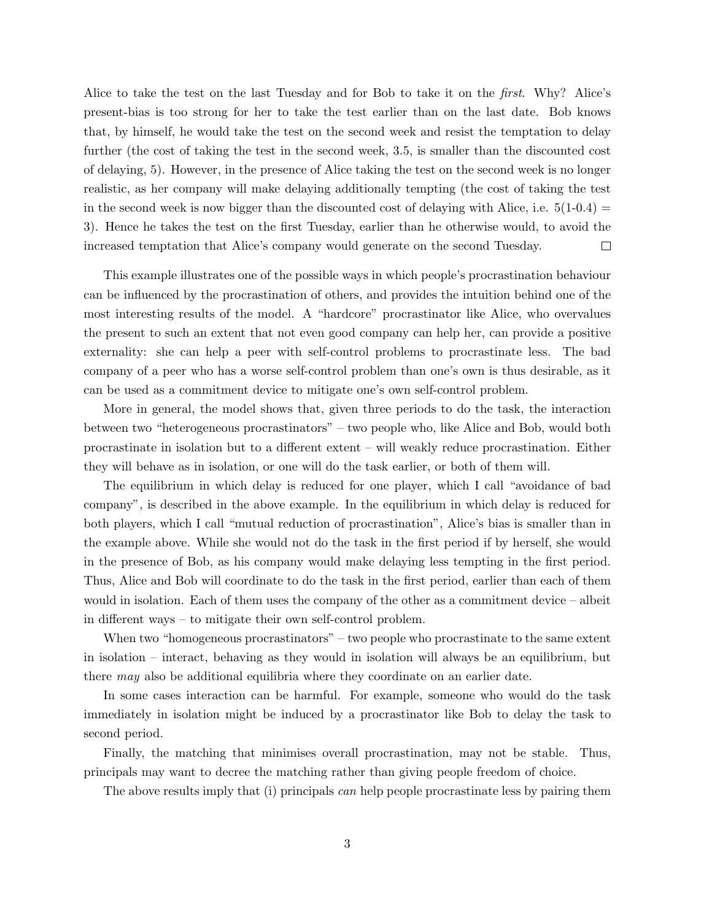Alice to take the test on the last Tuesday and for Bob to take it on the *first*. Why? Alice's present-bias is too strong for her to take the test earlier than on the last date. Bob knows that, by himself, he would take the test on the second week and resist the temptation to delay further (the cost of taking the test in the second week, 3.5, is smaller than the discounted cost of delaying, 5). However, in the presence of Alice taking the test on the second week is no longer realistic, as her company will make delaying additionally tempting (the cost of taking the test in the second week is now bigger than the discounted cost of delaying with Alice, i.e. $5(1\text{-}0.4) = 3$). Hence he takes the test on the first Tuesday, earlier than he otherwise would, to avoid the increased temptation that Alice's company would generate on the second Tuesday. □

This example illustrates one of the possible ways in which people's procrastination behaviour can be influenced by the procrastination of others, and provides the intuition behind one of the most interesting results of the model. A "hardcore" procrastinator like Alice, who overvalues the present to such an extent that not even good company can help her, can provide a positive externality: she can help a peer with self-control problems to procrastinate less. The bad company of a peer who has a worse self-control problem than one's own is thus desirable, as it can be used as a commitment device to mitigate one's own self-control problem.

More in general, the model shows that, given three periods to do the task, the interaction between two "heterogeneous procrastinators" – two people who, like Alice and Bob, would both procrastinate in isolation but to a different extent – will weakly reduce procrastination. Either they will behave as in isolation, or one will do the task earlier, or both of them will.

The equilibrium in which delay is reduced for one player, which I call "avoidance of bad company", is described in the above example. In the equilibrium in which delay is reduced for both players, which I call "mutual reduction of procrastination", Alice's bias is smaller than in the example above. While she would not do the task in the first period if by herself, she would in the presence of Bob, as his company would make delaying less tempting in the first period. Thus, Alice and Bob will coordinate to do the task in the first period, earlier than each of them would in isolation. Each of them uses the company of the other as a commitment device – albeit in different ways – to mitigate their own self-control problem.

When two "homogeneous procrastinators" – two people who procrastinate to the same extent in isolation – interact, behaving as they would in isolation will always be an equilibrium, but there *may* also be additional equilibria where they coordinate on an earlier date.

In some cases interaction can be harmful. For example, someone who would do the task immediately in isolation might be induced by a procrastinator like Bob to delay the task to second period.

Finally, the matching that minimises overall procrastination, may not be stable. Thus, principals may want to decree the matching rather than giving people freedom of choice.

The above results imply that (i) principals *can* help people procrastinate less by pairing them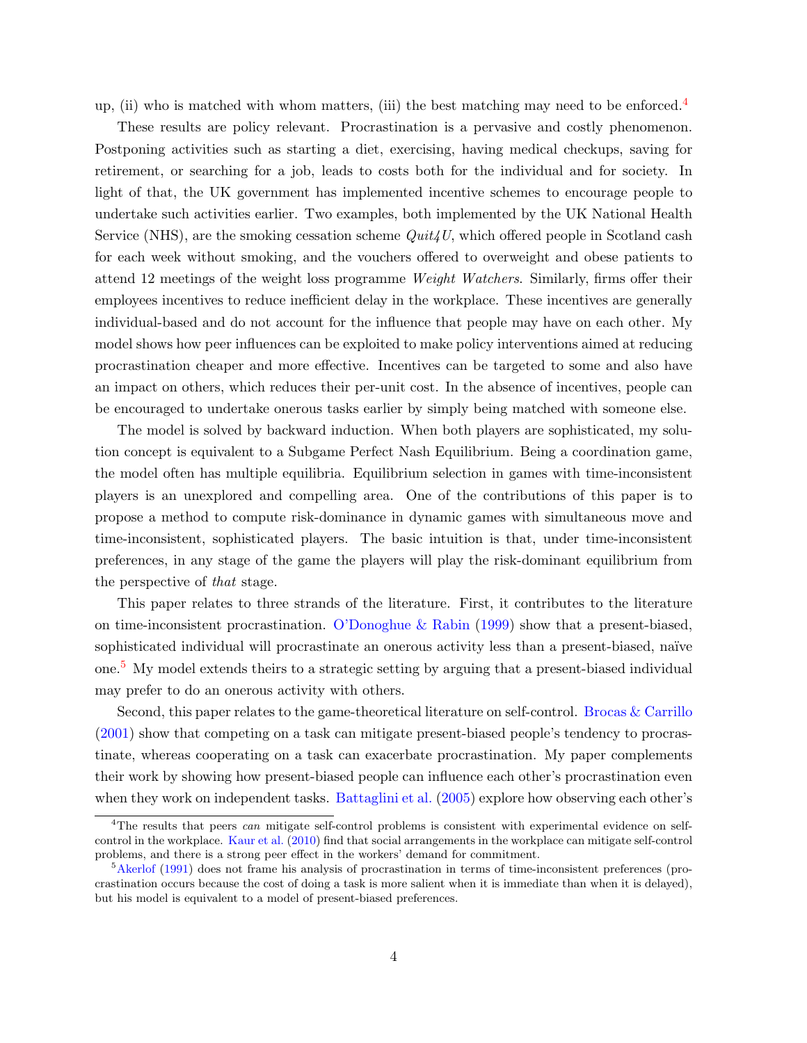up, (ii) who is matched with whom matters, (iii) the best matching may need to be enforced.[4]

These results are policy relevant. Procrastination is a pervasive and costly phenomenon. Postponing activities such as starting a diet, exercising, having medical checkups, saving for retirement, or searching for a job, leads to costs both for the individual and for society. In light of that, the UK government has implemented incentive schemes to encourage people to undertake such activities earlier. Two examples, both implemented by the UK National Health Service (NHS), are the smoking cessation scheme *Quit4U*, which offered people in Scotland cash for each week without smoking, and the vouchers offered to overweight and obese patients to attend 12 meetings of the weight loss programme *Weight Watchers*. Similarly, firms offer their employees incentives to reduce inefficient delay in the workplace. These incentives are generally individual-based and do not account for the influence that people may have on each other. My model shows how peer influences can be exploited to make policy interventions aimed at reducing procrastination cheaper and more effective. Incentives can be targeted to some and also have an impact on others, which reduces their per-unit cost. In the absence of incentives, people can be encouraged to undertake onerous tasks earlier by simply being matched with someone else.

The model is solved by backward induction. When both players are sophisticated, my solution concept is equivalent to a Subgame Perfect Nash Equilibrium. Being a coordination game, the model often has multiple equilibria. Equilibrium selection in games with time-inconsistent players is an unexplored and compelling area. One of the contributions of this paper is to propose a method to compute risk-dominance in dynamic games with simultaneous move and time-inconsistent, sophisticated players. The basic intuition is that, under time-inconsistent preferences, in any stage of the game the players will play the risk-dominant equilibrium from the perspective of *that* stage.

This paper relates to three strands of the literature. First, it contributes to the literature on time-inconsistent procrastination. O'Donoghue & Rabin (1999) show that a present-biased, sophisticated individual will procrastinate an onerous activity less than a present-biased, naïve one.[5] My model extends theirs to a strategic setting by arguing that a present-biased individual may prefer to do an onerous activity with others.

Second, this paper relates to the game-theoretical literature on self-control. Brocas & Carrillo (2001) show that competing on a task can mitigate present-biased people's tendency to procrastinate, whereas cooperating on a task can exacerbate procrastination. My paper complements their work by showing how present-biased people can influence each other's procrastination even when they work on independent tasks. Battaglini et al. (2005) explore how observing each other's

[4] The results that peers *can* mitigate self-control problems is consistent with experimental evidence on self-control in the workplace. Kaur et al. (2010) find that social arrangements in the workplace can mitigate self-control problems, and there is a strong peer effect in the workers' demand for commitment.

[5] Akerlof (1991) does not frame his analysis of procrastination in terms of time-inconsistent preferences (procrastination occurs because the cost of doing a task is more salient when it is immediate than when it is delayed), but his model is equivalent to a model of present-biased preferences.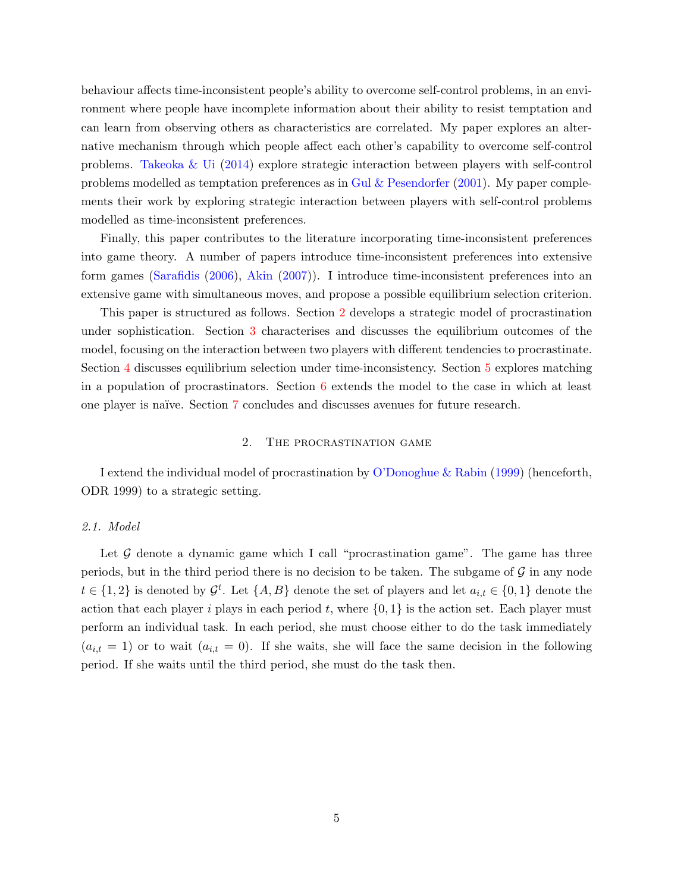behaviour affects time-inconsistent people's ability to overcome self-control problems, in an environment where people have incomplete information about their ability to resist temptation and can learn from observing others as characteristics are correlated. My paper explores an alternative mechanism through which people affect each other's capability to overcome self-control problems. Takeoka & Ui (2014) explore strategic interaction between players with self-control problems modelled as temptation preferences as in Gul & Pesendorfer (2001). My paper complements their work by exploring strategic interaction between players with self-control problems modelled as time-inconsistent preferences.

Finally, this paper contributes to the literature incorporating time-inconsistent preferences into game theory. A number of papers introduce time-inconsistent preferences into extensive form games (Sarafidis (2006), Akin (2007)). I introduce time-inconsistent preferences into an extensive game with simultaneous moves, and propose a possible equilibrium selection criterion.

This paper is structured as follows. Section 2 develops a strategic model of procrastination under sophistication. Section 3 characterises and discusses the equilibrium outcomes of the model, focusing on the interaction between two players with different tendencies to procrastinate. Section 4 discusses equilibrium selection under time-inconsistency. Section 5 explores matching in a population of procrastinators. Section 6 extends the model to the case in which at least one player is naïve. Section 7 concludes and discusses avenues for future research.

## 2. The procrastination game

I extend the individual model of procrastination by O'Donoghue & Rabin (1999) (henceforth, ODR 1999) to a strategic setting.

### 2.1. Model

Let $\mathcal{G}$ denote a dynamic game which I call "procrastination game". The game has three periods, but in the third period there is no decision to be taken. The subgame of $\mathcal{G}$ in any node $t \in \{1, 2\}$ is denoted by $\mathcal{G}^t$. Let $\{A, B\}$ denote the set of players and let $a_{i,t} \in \{0, 1\}$ denote the action that each player $i$ plays in each period $t$, where $\{0, 1\}$ is the action set. Each player must perform an individual task. In each period, she must choose either to do the task immediately ($a_{i,t} = 1$) or to wait ($a_{i,t} = 0$). If she waits, she will face the same decision in the following period. If she waits until the third period, she must do the task then.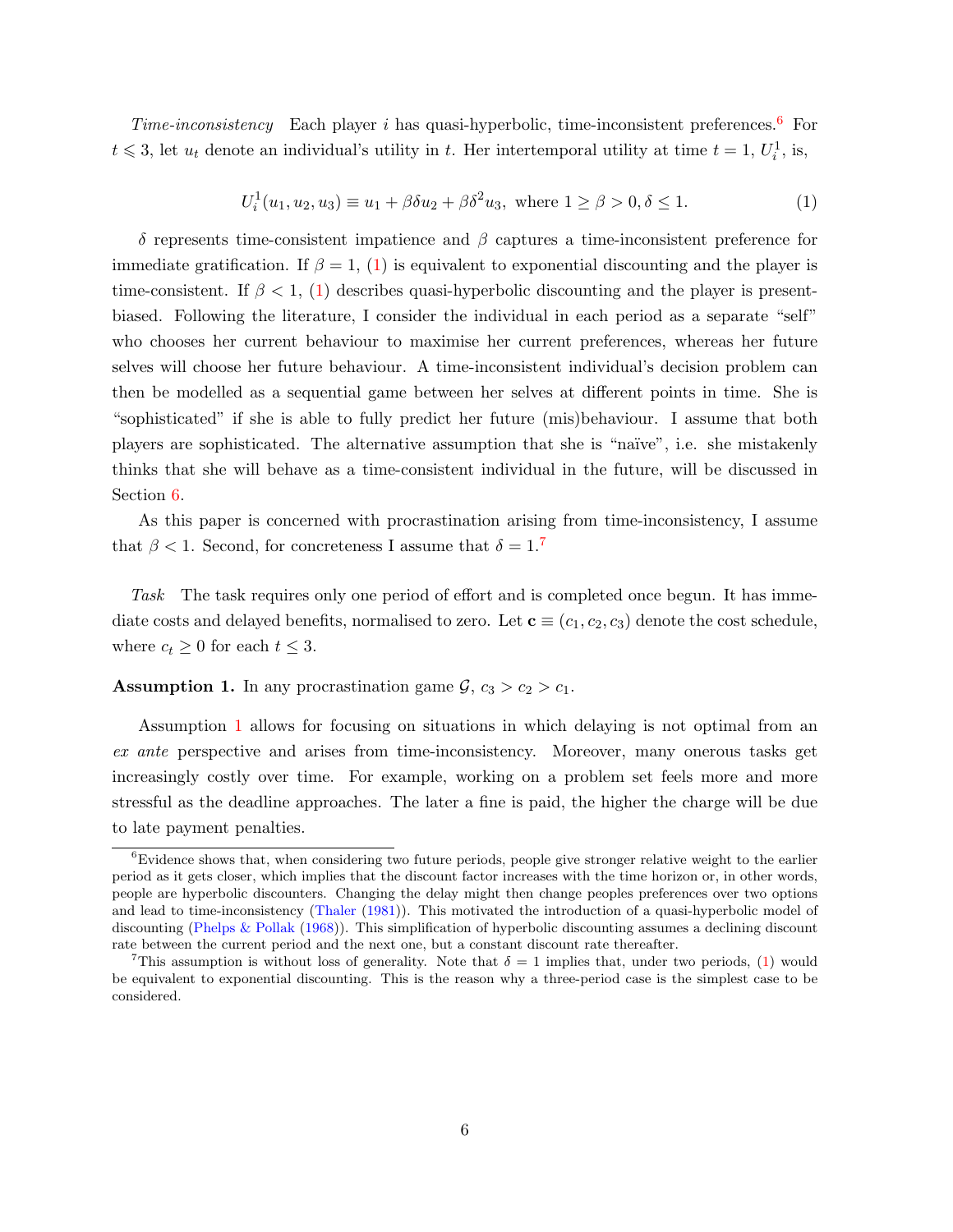*Time-inconsistency* Each player $i$ has quasi-hyperbolic, time-inconsistent preferences.[6] For $t \leqslant 3$, let $u_t$ denote an individual's utility in $t$. Her intertemporal utility at time $t = 1$, $U_i^1$, is,

$$U_i^1(u_1, u_2, u_3) \equiv u_1 + \beta\delta u_2 + \beta\delta^2 u_3, \text{ where } 1 \geq \beta > 0, \delta \leq 1. \tag{1}$$

$\delta$ represents time-consistent impatience and $\beta$ captures a time-inconsistent preference for immediate gratification. If $\beta = 1$, (1) is equivalent to exponential discounting and the player is time-consistent. If $\beta < 1$, (1) describes quasi-hyperbolic discounting and the player is present-biased. Following the literature, I consider the individual in each period as a separate "self" who chooses her current behaviour to maximise her current preferences, whereas her future selves will choose her future behaviour. A time-inconsistent individual's decision problem can then be modelled as a sequential game between her selves at different points in time. She is "sophisticated" if she is able to fully predict her future (mis)behaviour. I assume that both players are sophisticated. The alternative assumption that she is "naïve", i.e. she mistakenly thinks that she will behave as a time-consistent individual in the future, will be discussed in Section 6.

As this paper is concerned with procrastination arising from time-inconsistency, I assume that $\beta < 1$. Second, for concreteness I assume that $\delta = 1$.[7]

*Task* The task requires only one period of effort and is completed once begun. It has immediate costs and delayed benefits, normalised to zero. Let $\mathbf{c} \equiv (c_1, c_2, c_3)$ denote the cost schedule, where $c_t \geq 0$ for each $t \leq 3$.

**Assumption 1.** In any procrastination game $\mathcal{G}$, $c_3 > c_2 > c_1$.

Assumption 1 allows for focusing on situations in which delaying is not optimal from an *ex ante* perspective and arises from time-inconsistency. Moreover, many onerous tasks get increasingly costly over time. For example, working on a problem set feels more and more stressful as the deadline approaches. The later a fine is paid, the higher the charge will be due to late payment penalties.

---

[6] Evidence shows that, when considering two future periods, people give stronger relative weight to the earlier period as it gets closer, which implies that the discount factor increases with the time horizon or, in other words, people are hyperbolic discounters. Changing the delay might then change peoples preferences over two options and lead to time-inconsistency (Thaler (1981)). This motivated the introduction of a quasi-hyperbolic model of discounting (Phelps & Pollak (1968)). This simplification of hyperbolic discounting assumes a declining discount rate between the current period and the next one, but a constant discount rate thereafter.

[7] This assumption is without loss of generality. Note that $\delta = 1$ implies that, under two periods, (1) would be equivalent to exponential discounting. This is the reason why a three-period case is the simplest case to be considered.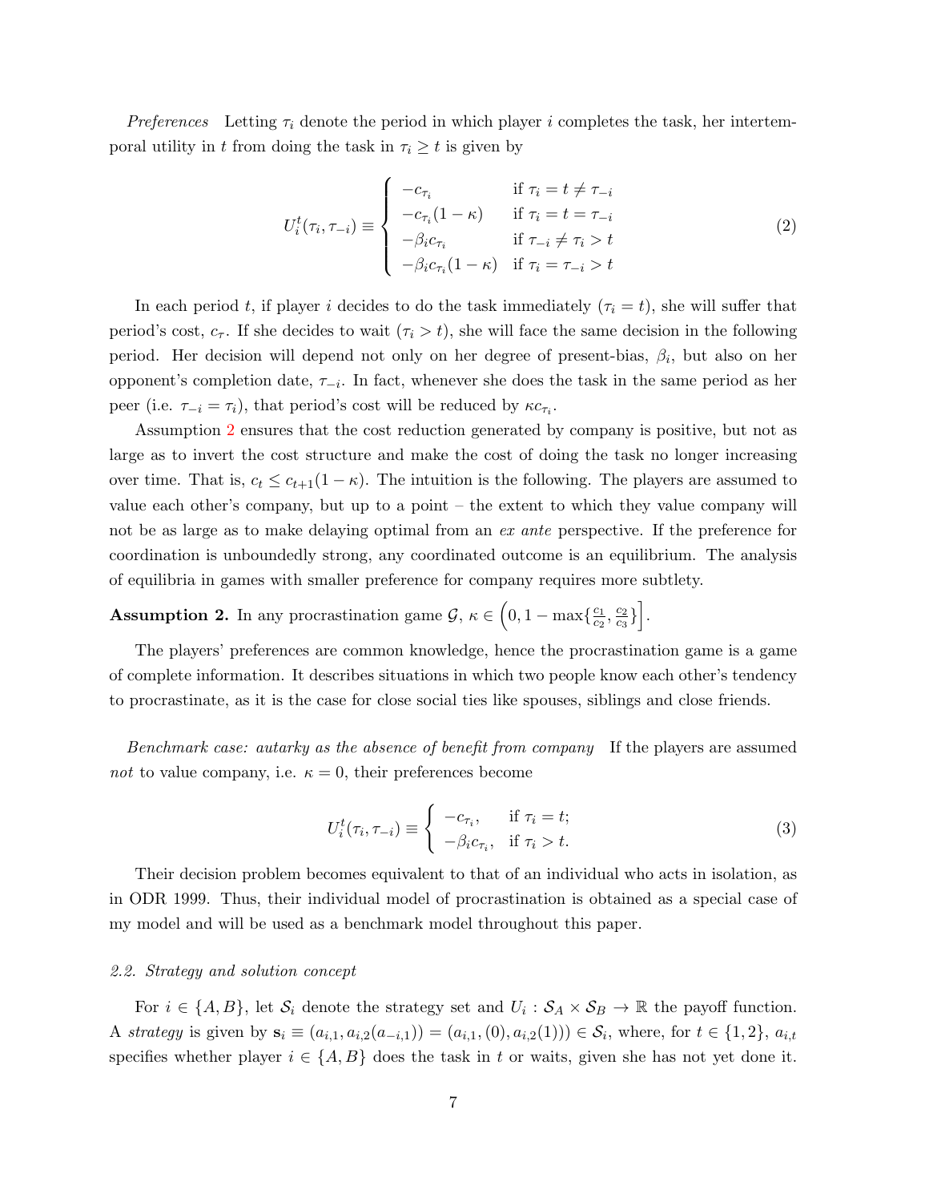*Preferences* Letting $\tau_i$ denote the period in which player $i$ completes the task, her intertemporal utility in $t$ from doing the task in $\tau_i \geq t$ is given by

$$U_i^t(\tau_i, \tau_{-i}) \equiv \begin{cases} -c_{\tau_i} & \text{if } \tau_i = t \neq \tau_{-i} \\ -c_{\tau_i}(1-\kappa) & \text{if } \tau_i = t = \tau_{-i} \\ -\beta_i c_{\tau_i} & \text{if } \tau_{-i} \neq \tau_i > t \\ -\beta_i c_{\tau_i}(1-\kappa) & \text{if } \tau_i = \tau_{-i} > t \end{cases} \tag{2}$$

In each period $t$, if player $i$ decides to do the task immediately ($\tau_i = t$), she will suffer that period's cost, $c_\tau$. If she decides to wait ($\tau_i > t$), she will face the same decision in the following period. Her decision will depend not only on her degree of present-bias, $\beta_i$, but also on her opponent's completion date, $\tau_{-i}$. In fact, whenever she does the task in the same period as her peer (i.e. $\tau_{-i} = \tau_i$), that period's cost will be reduced by $\kappa c_{\tau_i}$.

Assumption 2 ensures that the cost reduction generated by company is positive, but not as large as to invert the cost structure and make the cost of doing the task no longer increasing over time. That is, $c_t \leq c_{t+1}(1-\kappa)$. The intuition is the following. The players are assumed to value each other's company, but up to a point – the extent to which they value company will not be as large as to make delaying optimal from an *ex ante* perspective. If the preference for coordination is unboundedly strong, any coordinated outcome is an equilibrium. The analysis of equilibria in games with smaller preference for company requires more subtlety.

**Assumption 2.** *In any procrastination game $\mathcal{G}$, $\kappa \in \left(0, 1 - \max\{\frac{c_1}{c_2}, \frac{c_2}{c_3}\}\right]$.*

The players' preferences are common knowledge, hence the procrastination game is a game of complete information. It describes situations in which two people know each other's tendency to procrastinate, as it is the case for close social ties like spouses, siblings and close friends.

*Benchmark case: autarky as the absence of benefit from company* If the players are assumed *not* to value company, i.e. $\kappa = 0$, their preferences become

$$U_i^t(\tau_i, \tau_{-i}) \equiv \begin{cases} -c_{\tau_i}, & \text{if } \tau_i = t; \\ -\beta_i c_{\tau_i}, & \text{if } \tau_i > t. \end{cases} \tag{3}$$

Their decision problem becomes equivalent to that of an individual who acts in isolation, as in ODR 1999. Thus, their individual model of procrastination is obtained as a special case of my model and will be used as a benchmark model throughout this paper.

### *2.2. Strategy and solution concept*

For $i \in \{A, B\}$, let $\mathcal{S}_i$ denote the strategy set and $U_i : \mathcal{S}_A \times \mathcal{S}_B \to \mathbb{R}$ the payoff function. A *strategy* is given by $\mathbf{s}_i \equiv (a_{i,1}, a_{i,2}(a_{-i,1})) = (a_{i,1}, (0), a_{i,2}(1)) \in \mathcal{S}_i$, where, for $t \in \{1, 2\}$, $a_{i,t}$ specifies whether player $i \in \{A, B\}$ does the task in $t$ or waits, given she has not yet done it.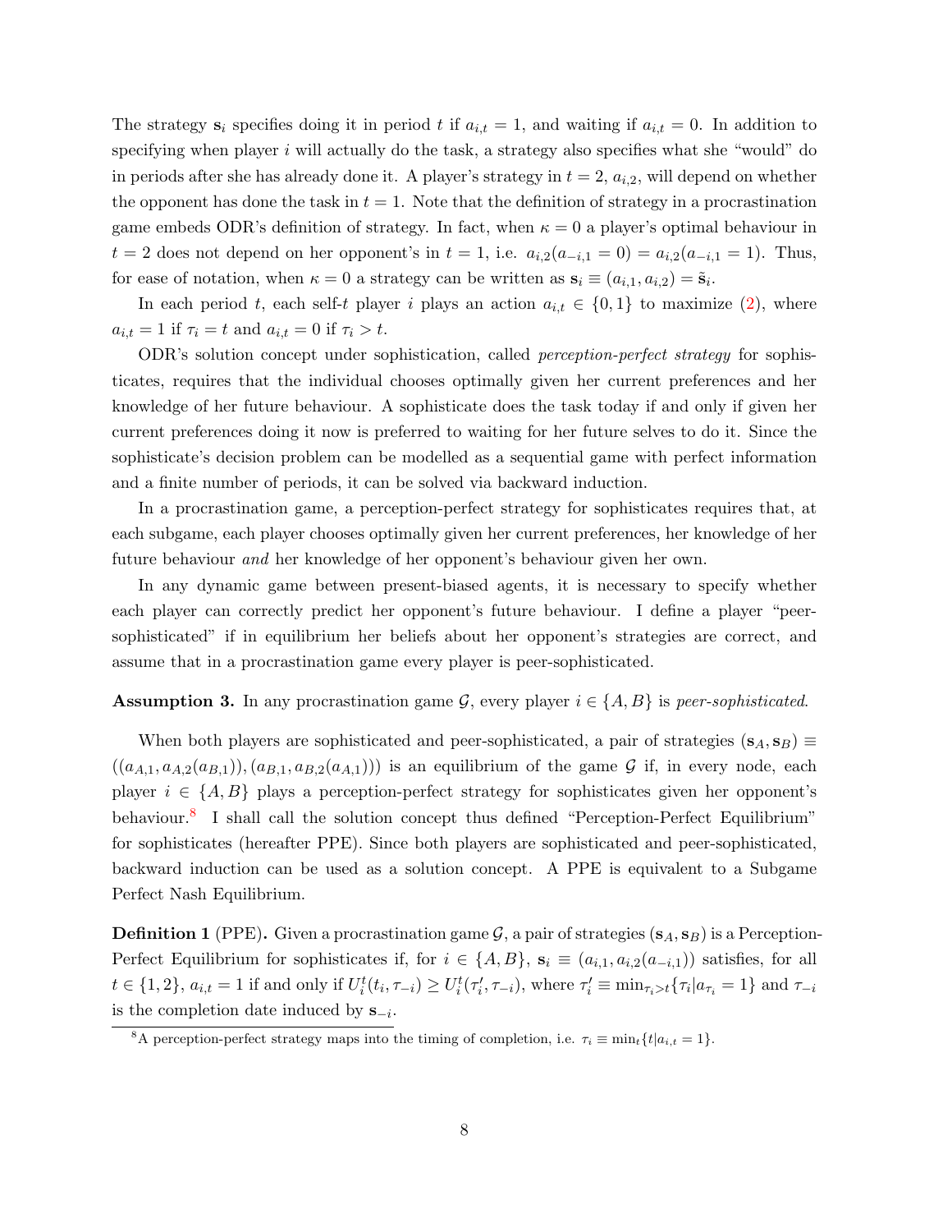The strategy $\mathbf{s}_i$ specifies doing it in period $t$ if $a_{i,t} = 1$, and waiting if $a_{i,t} = 0$. In addition to specifying when player $i$ will actually do the task, a strategy also specifies what she "would" do in periods after she has already done it. A player's strategy in $t = 2$, $a_{i,2}$, will depend on whether the opponent has done the task in $t = 1$. Note that the definition of strategy in a procrastination game embeds ODR's definition of strategy. In fact, when $\kappa = 0$ a player's optimal behaviour in $t = 2$ does not depend on her opponent's in $t = 1$, i.e. $a_{i,2}(a_{-i,1} = 0) = a_{i,2}(a_{-i,1} = 1)$. Thus, for ease of notation, when $\kappa = 0$ a strategy can be written as $\mathbf{s}_i \equiv (a_{i,1}, a_{i,2}) = \tilde{\mathbf{s}}_i$.

In each period $t$, each self-$t$ player $i$ plays an action $a_{i,t} \in \{0, 1\}$ to maximize (2), where $a_{i,t} = 1$ if $\tau_i = t$ and $a_{i,t} = 0$ if $\tau_i > t$.

ODR's solution concept under sophistication, called *perception-perfect strategy* for sophisticates, requires that the individual chooses optimally given her current preferences and her knowledge of her future behaviour. A sophisticate does the task today if and only if given her current preferences doing it now is preferred to waiting for her future selves to do it. Since the sophisticate's decision problem can be modelled as a sequential game with perfect information and a finite number of periods, it can be solved via backward induction.

In a procrastination game, a perception-perfect strategy for sophisticates requires that, at each subgame, each player chooses optimally given her current preferences, her knowledge of her future behaviour *and* her knowledge of her opponent's behaviour given her own.

In any dynamic game between present-biased agents, it is necessary to specify whether each player can correctly predict her opponent's future behaviour. I define a player "peer-sophisticated" if in equilibrium her beliefs about her opponent's strategies are correct, and assume that in a procrastination game every player is peer-sophisticated.

**Assumption 3.** In any procrastination game $\mathcal{G}$, every player $i \in \{A, B\}$ is *peer-sophisticated*.

When both players are sophisticated and peer-sophisticated, a pair of strategies $(\mathbf{s}_A, \mathbf{s}_B) \equiv ((a_{A,1}, a_{A,2}(a_{B,1})), (a_{B,1}, a_{B,2}(a_{A,1})))$ is an equilibrium of the game $\mathcal{G}$ if, in every node, each player $i \in \{A, B\}$ plays a perception-perfect strategy for sophisticates given her opponent's behaviour.[8] I shall call the solution concept thus defined "Perception-Perfect Equilibrium" for sophisticates (hereafter PPE). Since both players are sophisticated and peer-sophisticated, backward induction can be used as a solution concept. A PPE is equivalent to a Subgame Perfect Nash Equilibrium.

**Definition 1** (PPE)**.** Given a procrastination game $\mathcal{G}$, a pair of strategies $(\mathbf{s}_A, \mathbf{s}_B)$ is a Perception-Perfect Equilibrium for sophisticates if, for $i \in \{A, B\}$, $\mathbf{s}_i \equiv (a_{i,1}, a_{i,2}(a_{-i,1}))$ satisfies, for all $t \in \{1, 2\}$, $a_{i,t} = 1$ if and only if $U_i^t(t_i, \tau_{-i}) \geq U_i^t(\tau_i', \tau_{-i})$, where $\tau_i' \equiv \min_{\tau_i > t}\{\tau_i | a_{\tau_i} = 1\}$ and $\tau_{-i}$ is the completion date induced by $\mathbf{s}_{-i}$.

[8] A perception-perfect strategy maps into the timing of completion, i.e. $\tau_i \equiv \min_t\{t | a_{i,t} = 1\}$.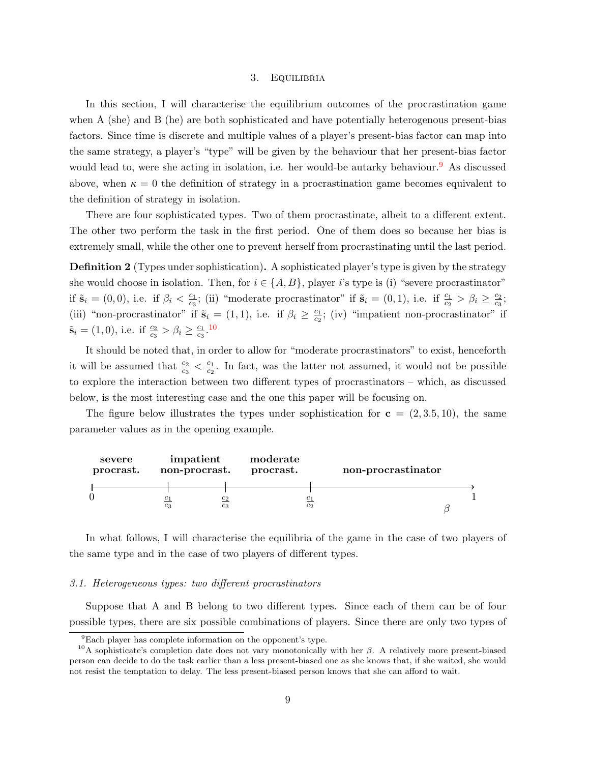## 3. Equilibria

In this section, I will characterise the equilibrium outcomes of the procrastination game when A (she) and B (he) are both sophisticated and have potentially heterogenous present-bias factors. Since time is discrete and multiple values of a player's present-bias factor can map into the same strategy, a player's "type" will be given by the behaviour that her present-bias factor would lead to, were she acting in isolation, i.e. her would-be autarky behaviour.[9] As discussed above, when $\kappa = 0$ the definition of strategy in a procrastination game becomes equivalent to the definition of strategy in isolation.

There are four sophisticated types. Two of them procrastinate, albeit to a different extent. The other two perform the task in the first period. One of them does so because her bias is extremely small, while the other one to prevent herself from procrastinating until the last period.

**Definition 2** (Types under sophistication)**.** A sophisticated player's type is given by the strategy she would choose in isolation. Then, for $i \in \{A, B\}$, player $i$'s type is (i) "severe procrastinator" if $\tilde{\mathbf{s}}_i = (0, 0)$, i.e. if $\beta_i < \frac{c_1}{c_3}$; (ii) "moderate procrastinator" if $\tilde{\mathbf{s}}_i = (0, 1)$, i.e. if $\frac{c_1}{c_2} > \beta_i \geq \frac{c_2}{c_3}$; (iii) "non-procrastinator" if $\tilde{\mathbf{s}}_i = (1, 1)$, i.e. if $\beta_i \geq \frac{c_1}{c_2}$; (iv) "impatient non-procrastinator" if $\tilde{\mathbf{s}}_i = (1, 0)$, i.e. if $\frac{c_2}{c_3} > \beta_i \geq \frac{c_1}{c_3}$.[10]

It should be noted that, in order to allow for "moderate procrastinators" to exist, henceforth it will be assumed that $\frac{c_2}{c_3} < \frac{c_1}{c_2}$. In fact, was the latter not assumed, it would not be possible to explore the interaction between two different types of procrastinators – which, as discussed below, is the most interesting case and the one this paper will be focusing on.

The figure below illustrates the types under sophistication for $\mathbf{c} = (2, 3.5, 10)$, the same parameter values as in the opening example.

| **severe procrast.** | **impatient non-procrast.** | **moderate procrast.** | **non-procrastinator** |
|---|---|---|---|
| $0$ to $\frac{c_1}{c_3}$ | $\frac{c_1}{c_3}$ to $\frac{c_2}{c_3}$ | $\frac{c_2}{c_3}$ to $\frac{c_1}{c_2}$ | $\frac{c_1}{c_2}$ to $1$ |

($\beta$ axis from $0$ to $1$)

In what follows, I will characterise the equilibria of the game in the case of two players of the same type and in the case of two players of different types.

### 3.1. Heterogeneous types: two different procrastinators

Suppose that A and B belong to two different types. Since each of them can be of four possible types, there are six possible combinations of players. Since there are only two types of

---

[9] Each player has complete information on the opponent's type.

[10] A sophisticate's completion date does not vary monotonically with her $\beta$. A relatively more present-biased person can decide to do the task earlier than a less present-biased one as she knows that, if she waited, she would not resist the temptation to delay. The less present-biased person knows that she can afford to wait.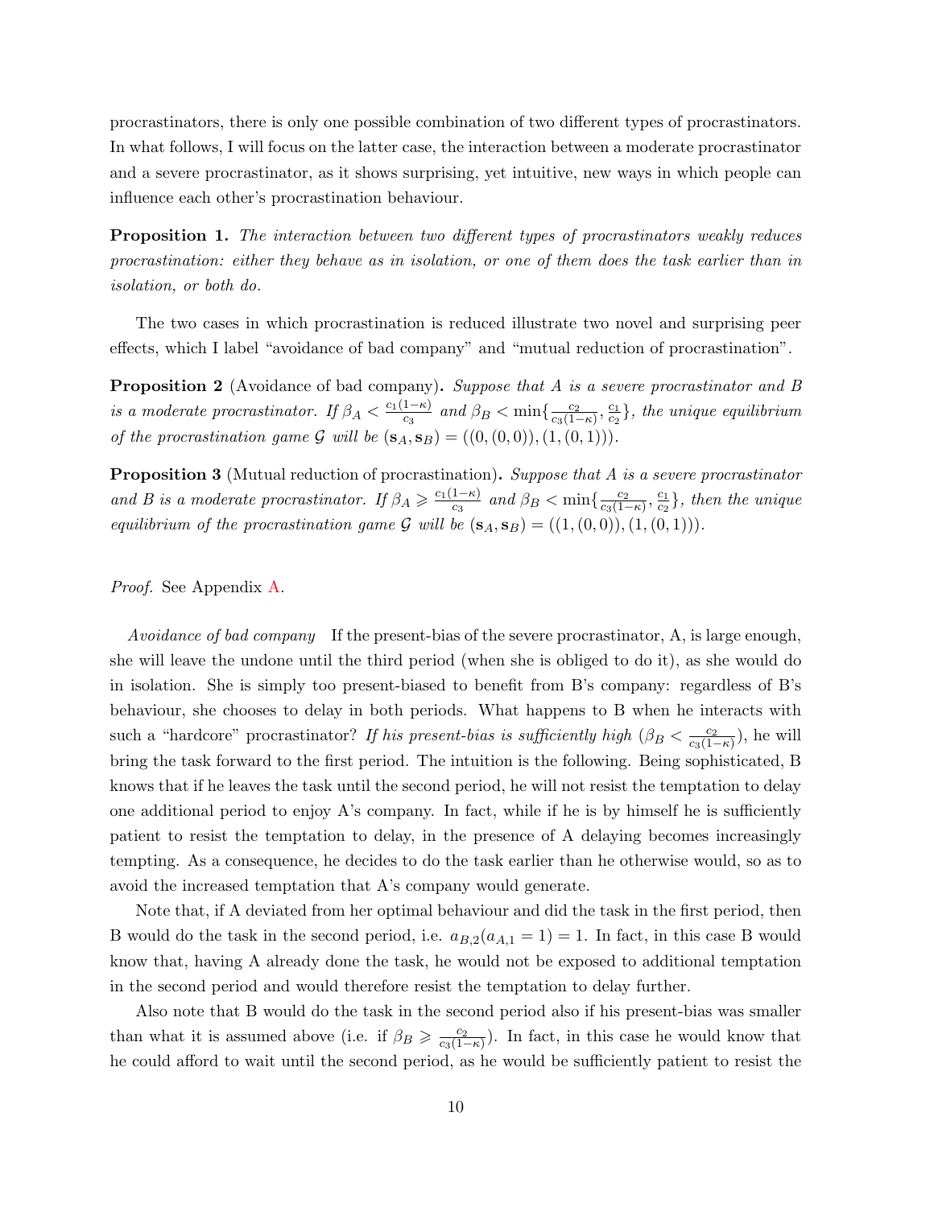procrastinators, there is only one possible combination of two different types of procrastinators. In what follows, I will focus on the latter case, the interaction between a moderate procrastinator and a severe procrastinator, as it shows surprising, yet intuitive, new ways in which people can influence each other's procrastination behaviour.

**Proposition 1.** *The interaction between two different types of procrastinators weakly reduces procrastination: either they behave as in isolation, or one of them does the task earlier than in isolation, or both do.*

The two cases in which procrastination is reduced illustrate two novel and surprising peer effects, which I label "avoidance of bad company" and "mutual reduction of procrastination".

**Proposition 2** (Avoidance of bad company)**.** *Suppose that A is a severe procrastinator and B is a moderate procrastinator. If $\beta_A < \frac{c_1(1-\kappa)}{c_3}$ and $\beta_B < \min\{\frac{c_2}{c_3(1-\kappa)}, \frac{c_1}{c_2}\}$, the unique equilibrium of the procrastination game $\mathcal{G}$ will be $(\mathbf{s}_A, \mathbf{s}_B) = ((0,(0,0)),(1,(0,1)))$.*

**Proposition 3** (Mutual reduction of procrastination)**.** *Suppose that A is a severe procrastinator and B is a moderate procrastinator. If $\beta_A \geqslant \frac{c_1(1-\kappa)}{c_3}$ and $\beta_B < \min\{\frac{c_2}{c_3(1-\kappa)}, \frac{c_1}{c_2}\}$, then the unique equilibrium of the procrastination game $\mathcal{G}$ will be $(\mathbf{s}_A, \mathbf{s}_B) = ((1,(0,0)),(1,(0,1)))$.*

*Proof.* See Appendix A.

*Avoidance of bad company* If the present-bias of the severe procrastinator, A, is large enough, she will leave the undone until the third period (when she is obliged to do it), as she would do in isolation. She is simply too present-biased to benefit from B's company: regardless of B's behaviour, she chooses to delay in both periods. What happens to B when he interacts with such a "hardcore" procrastinator? *If his present-bias is sufficiently high* ($\beta_B < \frac{c_2}{c_3(1-\kappa)}$), he will bring the task forward to the first period. The intuition is the following. Being sophisticated, B knows that if he leaves the task until the second period, he will not resist the temptation to delay one additional period to enjoy A's company. In fact, while if he is by himself he is sufficiently patient to resist the temptation to delay, in the presence of A delaying becomes increasingly tempting. As a consequence, he decides to do the task earlier than he otherwise would, so as to avoid the increased temptation that A's company would generate.

Note that, if A deviated from her optimal behaviour and did the task in the first period, then B would do the task in the second period, i.e. $a_{B,2}(a_{A,1} = 1) = 1$. In fact, in this case B would know that, having A already done the task, he would not be exposed to additional temptation in the second period and would therefore resist the temptation to delay further.

Also note that B would do the task in the second period also if his present-bias was smaller than what it is assumed above (i.e. if $\beta_B \geqslant \frac{c_2}{c_3(1-\kappa)}$). In fact, in this case he would know that he could afford to wait until the second period, as he would be sufficiently patient to resist the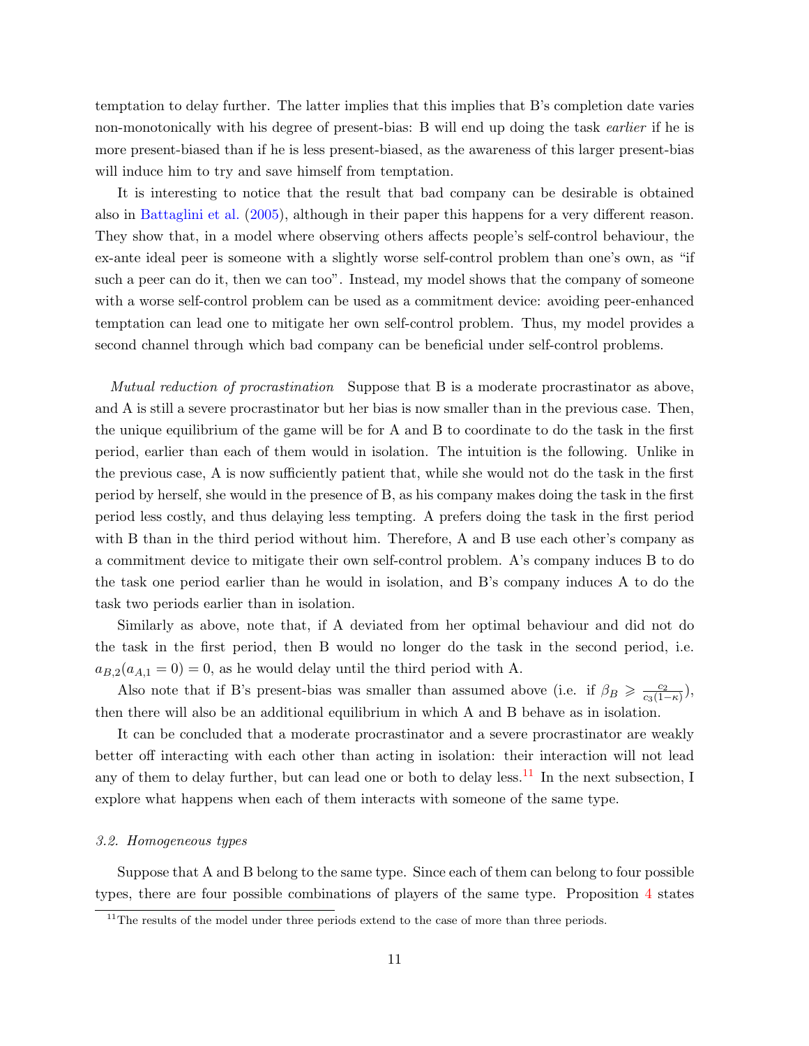temptation to delay further. The latter implies that this implies that B's completion date varies non-monotonically with his degree of present-bias: B will end up doing the task *earlier* if he is more present-biased than if he is less present-biased, as the awareness of this larger present-bias will induce him to try and save himself from temptation.

It is interesting to notice that the result that bad company can be desirable is obtained also in Battaglini et al. (2005), although in their paper this happens for a very different reason. They show that, in a model where observing others affects people's self-control behaviour, the ex-ante ideal peer is someone with a slightly worse self-control problem than one's own, as "if such a peer can do it, then we can too". Instead, my model shows that the company of someone with a worse self-control problem can be used as a commitment device: avoiding peer-enhanced temptation can lead one to mitigate her own self-control problem. Thus, my model provides a second channel through which bad company can be beneficial under self-control problems.

*Mutual reduction of procrastination* Suppose that B is a moderate procrastinator as above, and A is still a severe procrastinator but her bias is now smaller than in the previous case. Then, the unique equilibrium of the game will be for A and B to coordinate to do the task in the first period, earlier than each of them would in isolation. The intuition is the following. Unlike in the previous case, A is now sufficiently patient that, while she would not do the task in the first period by herself, she would in the presence of B, as his company makes doing the task in the first period less costly, and thus delaying less tempting. A prefers doing the task in the first period with B than in the third period without him. Therefore, A and B use each other's company as a commitment device to mitigate their own self-control problem. A's company induces B to do the task one period earlier than he would in isolation, and B's company induces A to do the task two periods earlier than in isolation.

Similarly as above, note that, if A deviated from her optimal behaviour and did not do the task in the first period, then B would no longer do the task in the second period, i.e. $a_{B,2}(a_{A,1} = 0) = 0$, as he would delay until the third period with A.

Also note that if B's present-bias was smaller than assumed above (i.e. if $\beta_B \geqslant \frac{c_2}{c_3(1-\kappa)}$), then there will also be an additional equilibrium in which A and B behave as in isolation.

It can be concluded that a moderate procrastinator and a severe procrastinator are weakly better off interacting with each other than acting in isolation: their interaction will not lead any of them to delay further, but can lead one or both to delay less.[11] In the next subsection, I explore what happens when each of them interacts with someone of the same type.

### *3.2. Homogeneous types*

Suppose that A and B belong to the same type. Since each of them can belong to four possible types, there are four possible combinations of players of the same type. Proposition 4 states

[11] The results of the model under three periods extend to the case of more than three periods.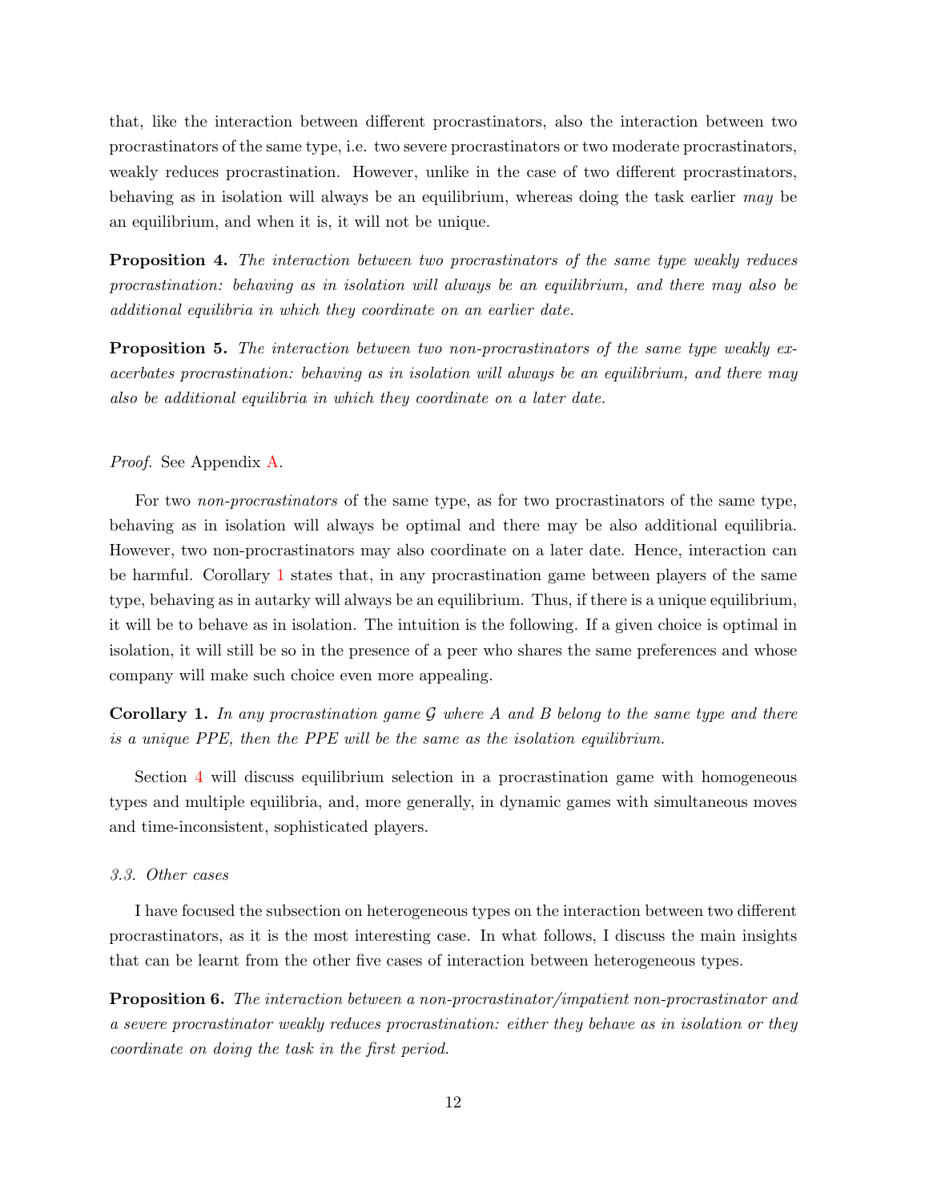that, like the interaction between different procrastinators, also the interaction between two procrastinators of the same type, i.e. two severe procrastinators or two moderate procrastinators, weakly reduces procrastination. However, unlike in the case of two different procrastinators, behaving as in isolation will always be an equilibrium, whereas doing the task earlier *may* be an equilibrium, and when it is, it will not be unique.

**Proposition 4.** *The interaction between two procrastinators of the same type weakly reduces procrastination: behaving as in isolation will always be an equilibrium, and there may also be additional equilibria in which they coordinate on an earlier date.*

**Proposition 5.** *The interaction between two non-procrastinators of the same type weakly exacerbates procrastination: behaving as in isolation will always be an equilibrium, and there may also be additional equilibria in which they coordinate on a later date.*

*Proof.* See Appendix A.

For two *non-procrastinators* of the same type, as for two procrastinators of the same type, behaving as in isolation will always be optimal and there may be also additional equilibria. However, two non-procrastinators may also coordinate on a later date. Hence, interaction can be harmful. Corollary 1 states that, in any procrastination game between players of the same type, behaving as in autarky will always be an equilibrium. Thus, if there is a unique equilibrium, it will be to behave as in isolation. The intuition is the following. If a given choice is optimal in isolation, it will still be so in the presence of a peer who shares the same preferences and whose company will make such choice even more appealing.

**Corollary 1.** *In any procrastination game $\mathcal{G}$ where A and B belong to the same type and there is a unique PPE, then the PPE will be the same as the isolation equilibrium.*

Section 4 will discuss equilibrium selection in a procrastination game with homogeneous types and multiple equilibria, and, more generally, in dynamic games with simultaneous moves and time-inconsistent, sophisticated players.

### *3.3. Other cases*

I have focused the subsection on heterogeneous types on the interaction between two different procrastinators, as it is the most interesting case. In what follows, I discuss the main insights that can be learnt from the other five cases of interaction between heterogeneous types.

**Proposition 6.** *The interaction between a non-procrastinator/impatient non-procrastinator and a severe procrastinator weakly reduces procrastination: either they behave as in isolation or they coordinate on doing the task in the first period.*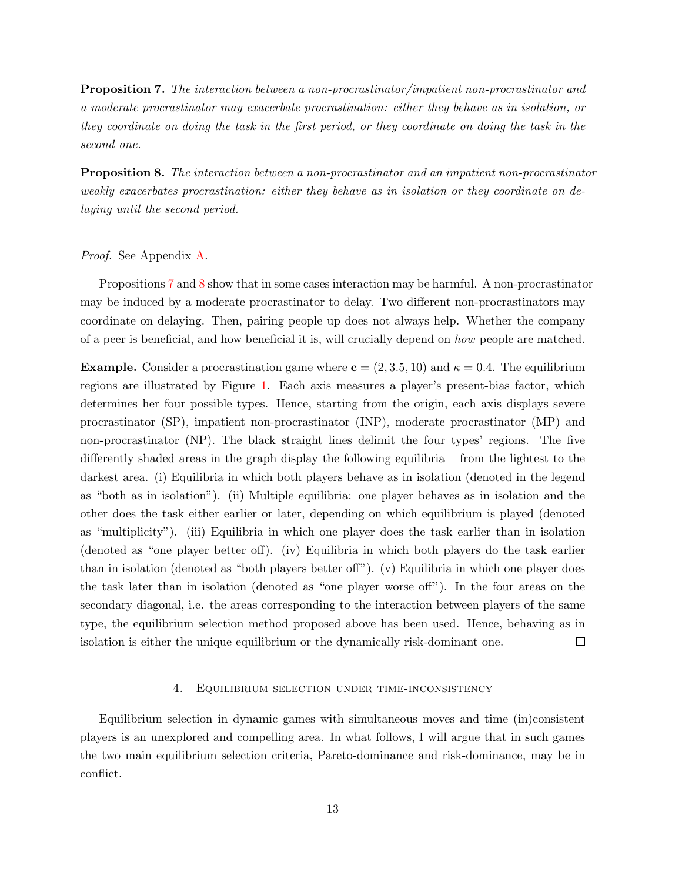**Proposition 7.** *The interaction between a non-procrastinator/impatient non-procrastinator and a moderate procrastinator may exacerbate procrastination: either they behave as in isolation, or they coordinate on doing the task in the first period, or they coordinate on doing the task in the second one.*

**Proposition 8.** *The interaction between a non-procrastinator and an impatient non-procrastinator weakly exacerbates procrastination: either they behave as in isolation or they coordinate on delaying until the second period.*

*Proof.* See Appendix A.

Propositions 7 and 8 show that in some cases interaction may be harmful. A non-procrastinator may be induced by a moderate procrastinator to delay. Two different non-procrastinators may coordinate on delaying. Then, pairing people up does not always help. Whether the company of a peer is beneficial, and how beneficial it is, will crucially depend on *how* people are matched.

**Example.** Consider a procrastination game where $\mathbf{c} = (2, 3.5, 10)$ and $\kappa = 0.4$. The equilibrium regions are illustrated by Figure 1. Each axis measures a player's present-bias factor, which determines her four possible types. Hence, starting from the origin, each axis displays severe procrastinator (SP), impatient non-procrastinator (INP), moderate procrastinator (MP) and non-procrastinator (NP). The black straight lines delimit the four types' regions. The five differently shaded areas in the graph display the following equilibria – from the lightest to the darkest area. (i) Equilibria in which both players behave as in isolation (denoted in the legend as "both as in isolation"). (ii) Multiple equilibria: one player behaves as in isolation and the other does the task either earlier or later, depending on which equilibrium is played (denoted as "multiplicity"). (iii) Equilibria in which one player does the task earlier than in isolation (denoted as "one player better off). (iv) Equilibria in which both players do the task earlier than in isolation (denoted as "both players better off"). (v) Equilibria in which one player does the task later than in isolation (denoted as "one player worse off"). In the four areas on the secondary diagonal, i.e. the areas corresponding to the interaction between players of the same type, the equilibrium selection method proposed above has been used. Hence, behaving as in isolation is either the unique equilibrium or the dynamically risk-dominant one. □

## 4. Equilibrium selection under time-inconsistency

Equilibrium selection in dynamic games with simultaneous moves and time (in)consistent players is an unexplored and compelling area. In what follows, I will argue that in such games the two main equilibrium selection criteria, Pareto-dominance and risk-dominance, may be in conflict.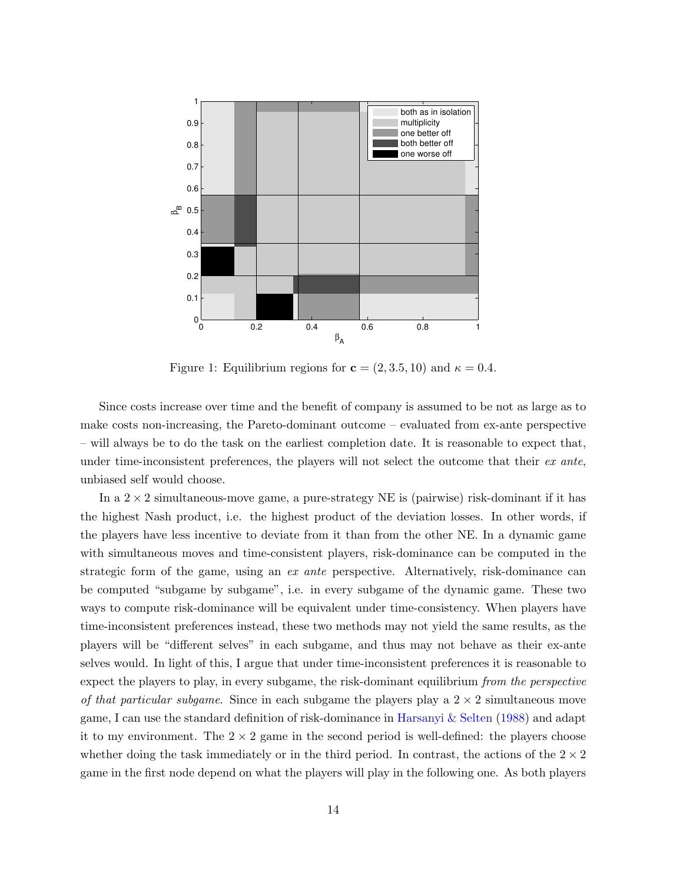Figure 1: Equilibrium regions for $\mathbf{c} = (2, 3.5, 10)$ and $\kappa = 0.4$.

Since costs increase over time and the benefit of company is assumed to be not as large as to make costs non-increasing, the Pareto-dominant outcome – evaluated from ex-ante perspective – will always be to do the task on the earliest completion date. It is reasonable to expect that, under time-inconsistent preferences, the players will not select the outcome that their *ex ante*, unbiased self would choose.

In a $2 \times 2$ simultaneous-move game, a pure-strategy NE is (pairwise) risk-dominant if it has the highest Nash product, i.e. the highest product of the deviation losses. In other words, if the players have less incentive to deviate from it than from the other NE. In a dynamic game with simultaneous moves and time-consistent players, risk-dominance can be computed in the strategic form of the game, using an *ex ante* perspective. Alternatively, risk-dominance can be computed "subgame by subgame", i.e. in every subgame of the dynamic game. These two ways to compute risk-dominance will be equivalent under time-consistency. When players have time-inconsistent preferences instead, these two methods may not yield the same results, as the players will be "different selves" in each subgame, and thus may not behave as their ex-ante selves would. In light of this, I argue that under time-inconsistent preferences it is reasonable to expect the players to play, in every subgame, the risk-dominant equilibrium *from the perspective of that particular subgame*. Since in each subgame the players play a $2 \times 2$ simultaneous move game, I can use the standard definition of risk-dominance in Harsanyi & Selten (1988) and adapt it to my environment. The $2 \times 2$ game in the second period is well-defined: the players choose whether doing the task immediately or in the third period. In contrast, the actions of the $2 \times 2$ game in the first node depend on what the players will play in the following one. As both players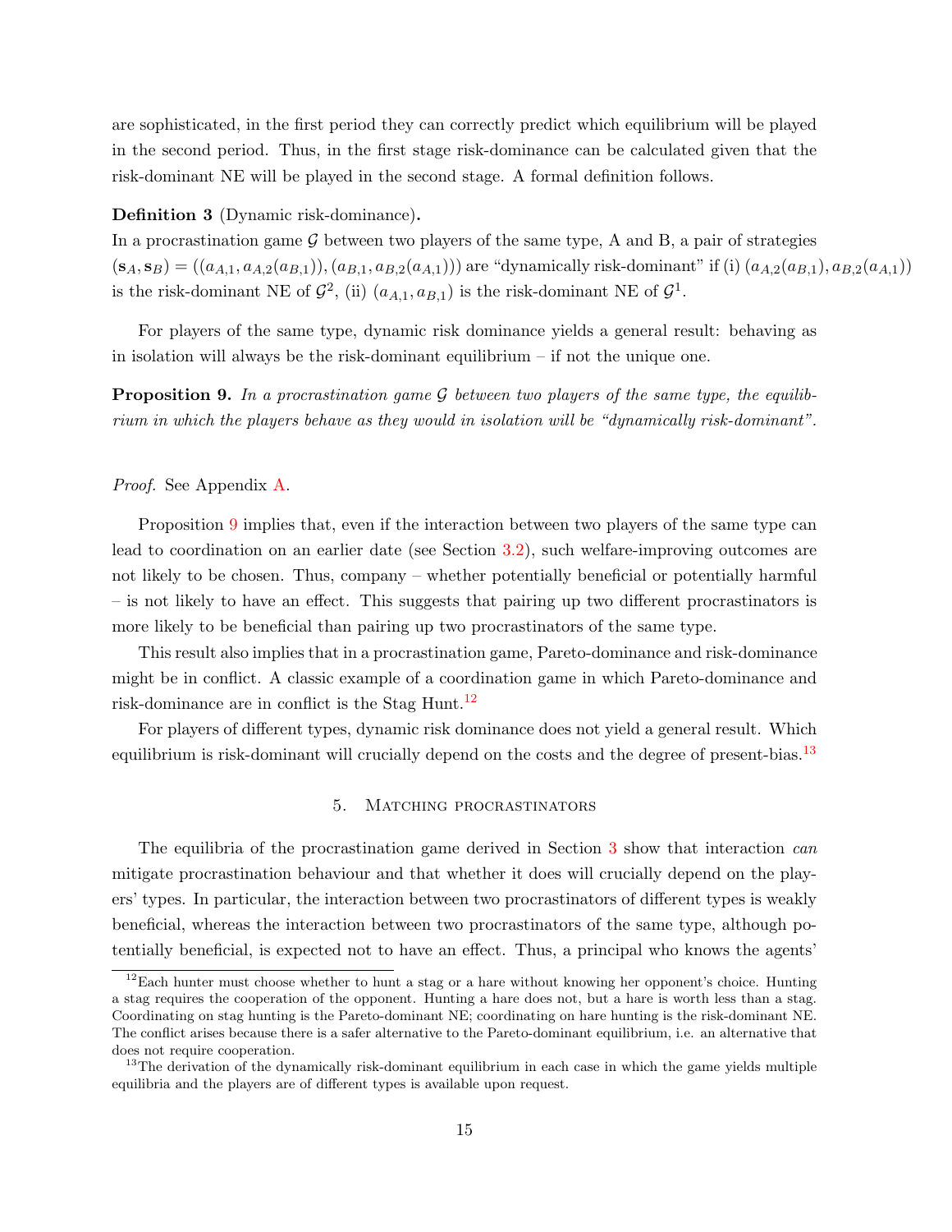are sophisticated, in the first period they can correctly predict which equilibrium will be played in the second period. Thus, in the first stage risk-dominance can be calculated given that the risk-dominant NE will be played in the second stage. A formal definition follows.

**Definition 3** (Dynamic risk-dominance)**.**
In a procrastination game $\mathcal{G}$ between two players of the same type, A and B, a pair of strategies $(\mathbf{s}_A, \mathbf{s}_B) = ((a_{A,1}, a_{A,2}(a_{B,1})), (a_{B,1}, a_{B,2}(a_{A,1})))$ are "dynamically risk-dominant" if (i) $(a_{A,2}(a_{B,1}), a_{B,2}(a_{A,1}))$ is the risk-dominant NE of $\mathcal{G}^2$, (ii) $(a_{A,1}, a_{B,1})$ is the risk-dominant NE of $\mathcal{G}^1$.

For players of the same type, dynamic risk dominance yields a general result: behaving as in isolation will always be the risk-dominant equilibrium – if not the unique one.

**Proposition 9.** *In a procrastination game $\mathcal{G}$ between two players of the same type, the equilibrium in which the players behave as they would in isolation will be "dynamically risk-dominant".*

*Proof.* See Appendix A.

Proposition 9 implies that, even if the interaction between two players of the same type can lead to coordination on an earlier date (see Section 3.2), such welfare-improving outcomes are not likely to be chosen. Thus, company – whether potentially beneficial or potentially harmful – is not likely to have an effect. This suggests that pairing up two different procrastinators is more likely to be beneficial than pairing up two procrastinators of the same type.

This result also implies that in a procrastination game, Pareto-dominance and risk-dominance might be in conflict. A classic example of a coordination game in which Pareto-dominance and risk-dominance are in conflict is the Stag Hunt.[12]

For players of different types, dynamic risk dominance does not yield a general result. Which equilibrium is risk-dominant will crucially depend on the costs and the degree of present-bias.[13]

## 5. Matching procrastinators

The equilibria of the procrastination game derived in Section 3 show that interaction *can* mitigate procrastination behaviour and that whether it does will crucially depend on the players' types. In particular, the interaction between two procrastinators of different types is weakly beneficial, whereas the interaction between two procrastinators of the same type, although potentially beneficial, is expected not to have an effect. Thus, a principal who knows the agents'

[12] Each hunter must choose whether to hunt a stag or a hare without knowing her opponent's choice. Hunting a stag requires the cooperation of the opponent. Hunting a hare does not, but a hare is worth less than a stag. Coordinating on stag hunting is the Pareto-dominant NE; coordinating on hare hunting is the risk-dominant NE. The conflict arises because there is a safer alternative to the Pareto-dominant equilibrium, i.e. an alternative that does not require cooperation.

[13] The derivation of the dynamically risk-dominant equilibrium in each case in which the game yields multiple equilibria and the players are of different types is available upon request.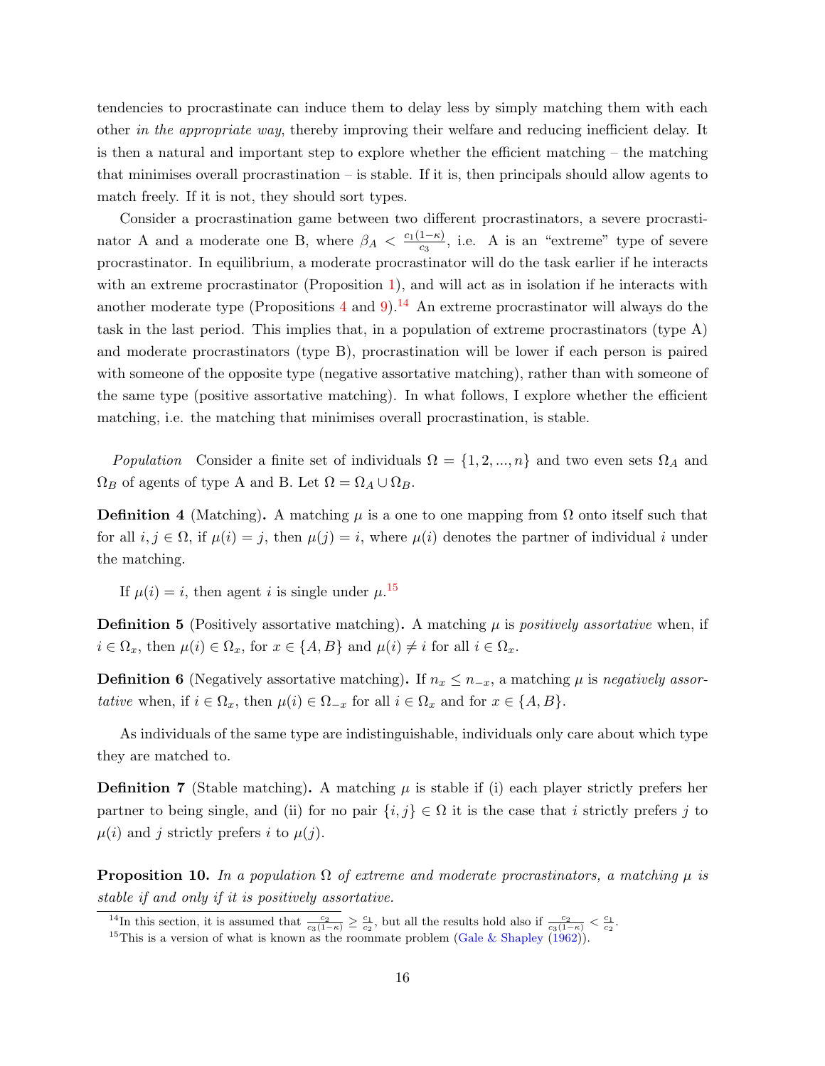tendencies to procrastinate can induce them to delay less by simply matching them with each other *in the appropriate way*, thereby improving their welfare and reducing inefficient delay. It is then a natural and important step to explore whether the efficient matching – the matching that minimises overall procrastination – is stable. If it is, then principals should allow agents to match freely. If it is not, they should sort types.

Consider a procrastination game between two different procrastinators, a severe procrastinator A and a moderate one B, where $\beta_A < \frac{c_1(1-\kappa)}{c_3}$, i.e. A is an "extreme" type of severe procrastinator. In equilibrium, a moderate procrastinator will do the task earlier if he interacts with an extreme procrastinator (Proposition 1), and will act as in isolation if he interacts with another moderate type (Propositions 4 and 9).[14] An extreme procrastinator will always do the task in the last period. This implies that, in a population of extreme procrastinators (type A) and moderate procrastinators (type B), procrastination will be lower if each person is paired with someone of the opposite type (negative assortative matching), rather than with someone of the same type (positive assortative matching). In what follows, I explore whether the efficient matching, i.e. the matching that minimises overall procrastination, is stable.

*Population* Consider a finite set of individuals $\Omega = \{1, 2, ..., n\}$ and two even sets $\Omega_A$ and $\Omega_B$ of agents of type A and B. Let $\Omega = \Omega_A \cup \Omega_B$.

**Definition 4** (Matching)**.** A matching $\mu$ is a one to one mapping from $\Omega$ onto itself such that for all $i, j \in \Omega$, if $\mu(i) = j$, then $\mu(j) = i$, where $\mu(i)$ denotes the partner of individual $i$ under the matching.

If $\mu(i) = i$, then agent $i$ is single under $\mu$.[15]

**Definition 5** (Positively assortative matching)**.** A matching $\mu$ is *positively assortative* when, if $i \in \Omega_x$, then $\mu(i) \in \Omega_x$, for $x \in \{A, B\}$ and $\mu(i) \neq i$ for all $i \in \Omega_x$.

**Definition 6** (Negatively assortative matching)**.** If $n_x \leq n_{-x}$, a matching $\mu$ is *negatively assortative* when, if $i \in \Omega_x$, then $\mu(i) \in \Omega_{-x}$ for all $i \in \Omega_x$ and for $x \in \{A, B\}$.

As individuals of the same type are indistinguishable, individuals only care about which type they are matched to.

**Definition 7** (Stable matching)**.** A matching $\mu$ is stable if (i) each player strictly prefers her partner to being single, and (ii) for no pair $\{i, j\} \in \Omega$ it is the case that $i$ strictly prefers $j$ to $\mu(i)$ and $j$ strictly prefers $i$ to $\mu(j)$.

**Proposition 10.** *In a population $\Omega$ of extreme and moderate procrastinators, a matching $\mu$ is stable if and only if it is positively assortative.*

---

[14] In this section, it is assumed that $\frac{c_2}{c_3(1-\kappa)} \geq \frac{c_1}{c_2}$, but all the results hold also if $\frac{c_2}{c_3(1-\kappa)} < \frac{c_1}{c_2}$.

[15] This is a version of what is known as the roommate problem (Gale & Shapley (1962)).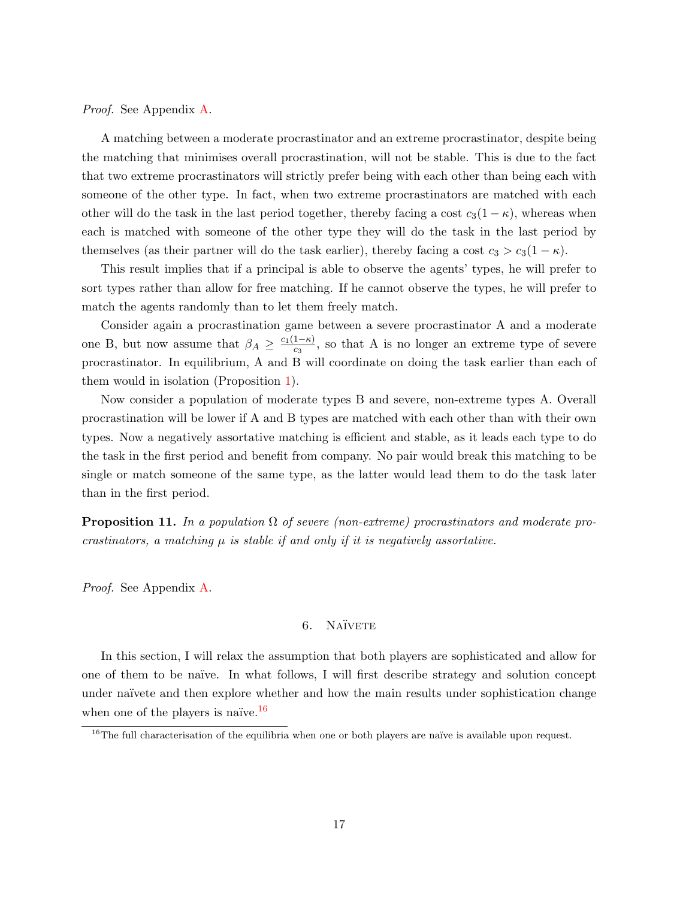*Proof.* See Appendix A.

A matching between a moderate procrastinator and an extreme procrastinator, despite being the matching that minimises overall procrastination, will not be stable. This is due to the fact that two extreme procrastinators will strictly prefer being with each other than being each with someone of the other type. In fact, when two extreme procrastinators are matched with each other will do the task in the last period together, thereby facing a cost $c_3(1-\kappa)$, whereas when each is matched with someone of the other type they will do the task in the last period by themselves (as their partner will do the task earlier), thereby facing a cost $c_3 > c_3(1-\kappa)$.

This result implies that if a principal is able to observe the agents' types, he will prefer to sort types rather than allow for free matching. If he cannot observe the types, he will prefer to match the agents randomly than to let them freely match.

Consider again a procrastination game between a severe procrastinator A and a moderate one B, but now assume that $\beta_A \geq \frac{c_1(1-\kappa)}{c_3}$, so that A is no longer an extreme type of severe procrastinator. In equilibrium, A and B will coordinate on doing the task earlier than each of them would in isolation (Proposition 1).

Now consider a population of moderate types B and severe, non-extreme types A. Overall procrastination will be lower if A and B types are matched with each other than with their own types. Now a negatively assortative matching is efficient and stable, as it leads each type to do the task in the first period and benefit from company. No pair would break this matching to be single or match someone of the same type, as the latter would lead them to do the task later than in the first period.

**Proposition 11.** *In a population $\Omega$ of severe (non-extreme) procrastinators and moderate procrastinators, a matching $\mu$ is stable if and only if it is negatively assortative.*

*Proof.* See Appendix A.

## 6. Naïvete

In this section, I will relax the assumption that both players are sophisticated and allow for one of them to be naïve. In what follows, I will first describe strategy and solution concept under naïvete and then explore whether and how the main results under sophistication change when one of the players is naïve.[16]

[16] The full characterisation of the equilibria when one or both players are naïve is available upon request.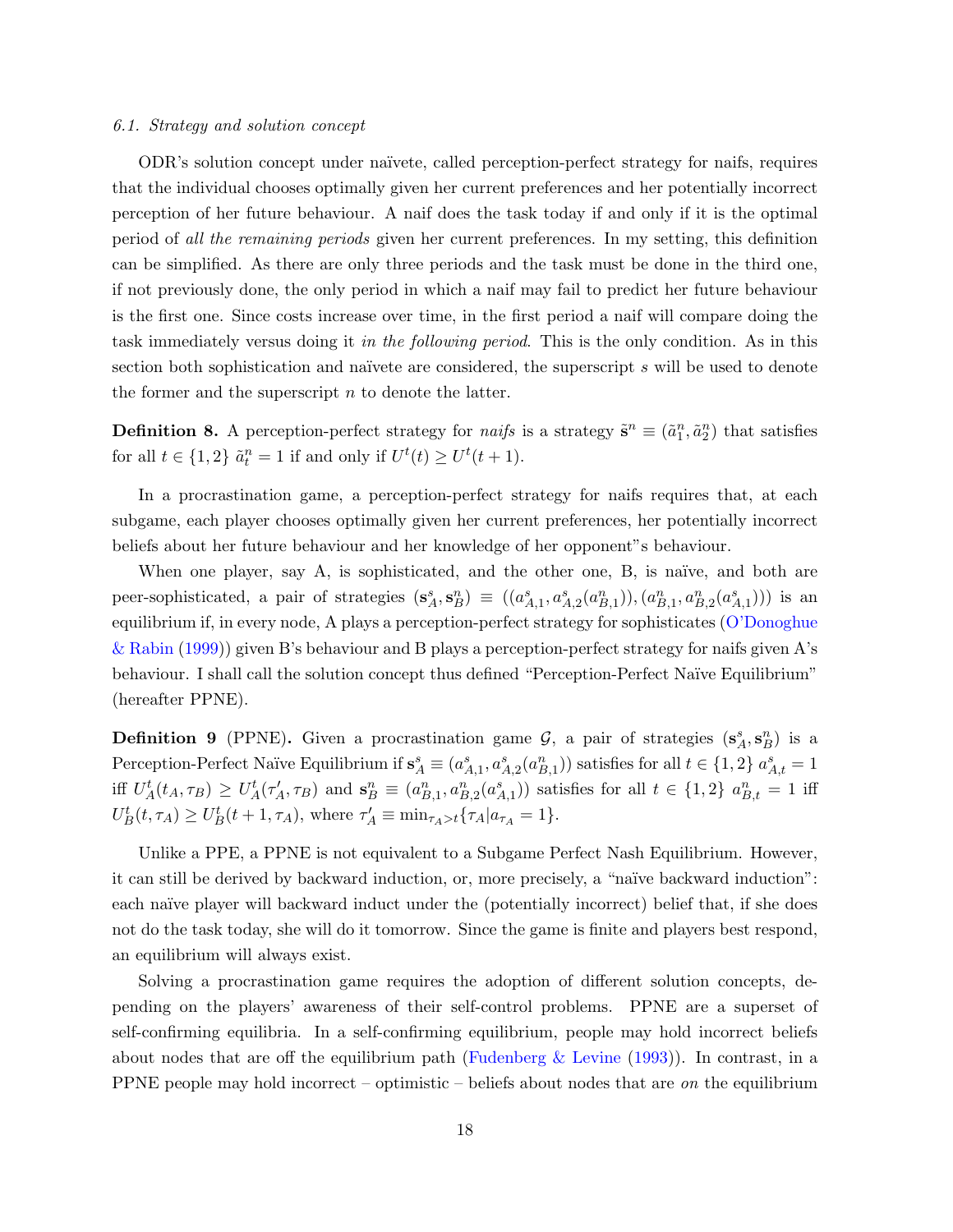### 6.1. Strategy and solution concept

ODR's solution concept under naïvete, called perception-perfect strategy for naifs, requires that the individual chooses optimally given her current preferences and her potentially incorrect perception of her future behaviour. A naif does the task today if and only if it is the optimal period of *all the remaining periods* given her current preferences. In my setting, this definition can be simplified. As there are only three periods and the task must be done in the third one, if not previously done, the only period in which a naif may fail to predict her future behaviour is the first one. Since costs increase over time, in the first period a naif will compare doing the task immediately versus doing it *in the following period*. This is the only condition. As in this section both sophistication and naïvete are considered, the superscript $s$ will be used to denote the former and the superscript $n$ to denote the latter.

**Definition 8.** A perception-perfect strategy for *naifs* is a strategy $\tilde{\mathbf{s}}^n \equiv (\tilde{a}^n_1, \tilde{a}^n_2)$ that satisfies for all $t \in \{1, 2\}$ $\tilde{a}^n_t = 1$ if and only if $U^t(t) \geq U^t(t+1)$.

In a procrastination game, a perception-perfect strategy for naifs requires that, at each subgame, each player chooses optimally given her current preferences, her potentially incorrect beliefs about her future behaviour and her knowledge of her opponent"s behaviour.

When one player, say A, is sophisticated, and the other one, B, is naïve, and both are peer-sophisticated, a pair of strategies $(\mathbf{s}^s_A, \mathbf{s}^n_B) \equiv ((a^s_{A,1}, a^s_{A,2}(a^n_{B,1})), (a^n_{B,1}, a^n_{B,2}(a^s_{A,1})))$ is an equilibrium if, in every node, A plays a perception-perfect strategy for sophisticates (O'Donoghue & Rabin (1999)) given B's behaviour and B plays a perception-perfect strategy for naifs given A's behaviour. I shall call the solution concept thus defined "Perception-Perfect Naïve Equilibrium" (hereafter PPNE).

**Definition 9** (PPNE)**.** Given a procrastination game $\mathcal{G}$, a pair of strategies $(\mathbf{s}^s_A, \mathbf{s}^n_B)$ is a Perception-Perfect Naïve Equilibrium if $\mathbf{s}^s_A \equiv (a^s_{A,1}, a^s_{A,2}(a^n_{B,1}))$ satisfies for all $t \in \{1, 2\}$ $a^s_{A,t} = 1$ iff $U^t_A(t_A, \tau_B) \geq U^t_A(\tau'_A, \tau_B)$ and $\mathbf{s}^n_B \equiv (a^n_{B,1}, a^n_{B,2}(a^s_{A,1}))$ satisfies for all $t \in \{1, 2\}$ $a^n_{B,t} = 1$ iff $U^t_B(t, \tau_A) \geq U^t_B(t+1, \tau_A)$, where $\tau'_A \equiv \min_{\tau_A > t}\{\tau_A | a_{\tau_A} = 1\}$.

Unlike a PPE, a PPNE is not equivalent to a Subgame Perfect Nash Equilibrium. However, it can still be derived by backward induction, or, more precisely, a "naïve backward induction": each naïve player will backward induct under the (potentially incorrect) belief that, if she does not do the task today, she will do it tomorrow. Since the game is finite and players best respond, an equilibrium will always exist.

Solving a procrastination game requires the adoption of different solution concepts, depending on the players' awareness of their self-control problems. PPNE are a superset of self-confirming equilibria. In a self-confirming equilibrium, people may hold incorrect beliefs about nodes that are off the equilibrium path (Fudenberg & Levine (1993)). In contrast, in a PPNE people may hold incorrect – optimistic – beliefs about nodes that are *on* the equilibrium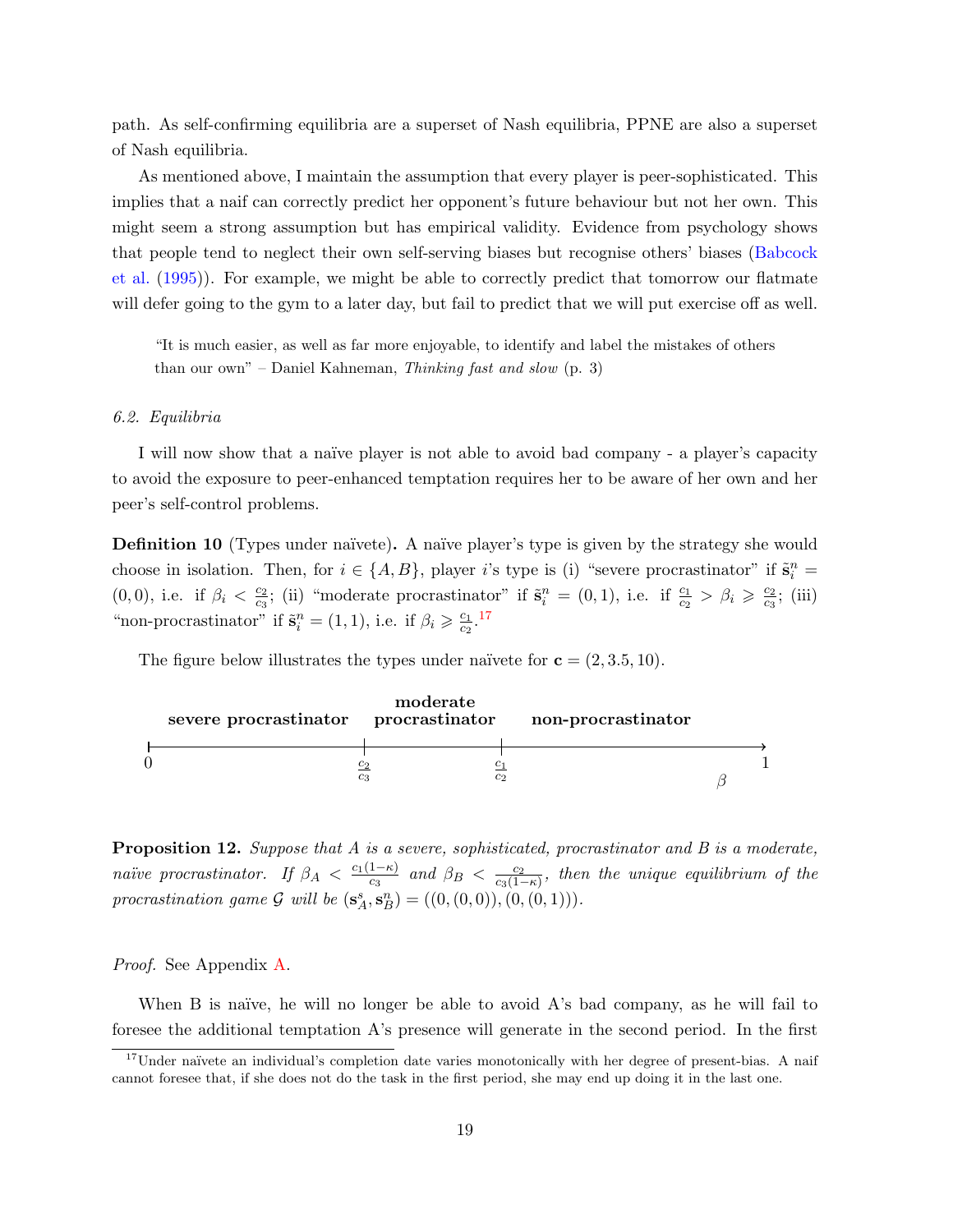path. As self-confirming equilibria are a superset of Nash equilibria, PPNE are also a superset of Nash equilibria.

As mentioned above, I maintain the assumption that every player is peer-sophisticated. This implies that a naif can correctly predict her opponent's future behaviour but not her own. This might seem a strong assumption but has empirical validity. Evidence from psychology shows that people tend to neglect their own self-serving biases but recognise others' biases (Babcock et al. (1995)). For example, we might be able to correctly predict that tomorrow our flatmate will defer going to the gym to a later day, but fail to predict that we will put exercise off as well.

> "It is much easier, as well as far more enjoyable, to identify and label the mistakes of others than our own" – Daniel Kahneman, *Thinking fast and slow* (p. 3)

### *6.2. Equilibria*

I will now show that a naïve player is not able to avoid bad company - a player's capacity to avoid the exposure to peer-enhanced temptation requires her to be aware of her own and her peer's self-control problems.

**Definition 10** (Types under naïvete)**.** A naïve player's type is given by the strategy she would choose in isolation. Then, for $i \in \{A, B\}$, player $i$'s type is (i) "severe procrastinator" if $\tilde{\mathbf{s}}_i^n = (0,0)$, i.e. if $\beta_i < \frac{c_2}{c_3}$; (ii) "moderate procrastinator" if $\tilde{\mathbf{s}}_i^n = (0,1)$, i.e. if $\frac{c_1}{c_2} > \beta_i \geqslant \frac{c_2}{c_3}$; (iii) "non-procrastinator" if $\tilde{\mathbf{s}}_i^n = (1,1)$, i.e. if $\beta_i \geqslant \frac{c_1}{c_2}$.[17]

The figure below illustrates the types under naïvete for $\mathbf{c} = (2, 3.5, 10)$.

| severe procrastinator | moderate procrastinator | non-procrastinator |
|---|---|---|
| $0$ to $\frac{c_2}{c_3}$ | $\frac{c_2}{c_3}$ to $\frac{c_1}{c_2}$ | $\frac{c_1}{c_2}$ to $1$ ($\beta$) |

**Proposition 12.** *Suppose that A is a severe, sophisticated, procrastinator and B is a moderate, naïve procrastinator. If* $\beta_A < \frac{c_1(1-\kappa)}{c_3}$ *and* $\beta_B < \frac{c_2}{c_3(1-\kappa)}$*, then the unique equilibrium of the procrastination game* $\mathcal{G}$ *will be* $(\mathbf{s}_A^s, \mathbf{s}_B^n) = ((0,(0,0)),(0,(0,1)))$.

*Proof.* See Appendix A.

When B is naïve, he will no longer be able to avoid A's bad company, as he will fail to foresee the additional temptation A's presence will generate in the second period. In the first

[17] Under naïvete an individual's completion date varies monotonically with her degree of present-bias. A naif cannot foresee that, if she does not do the task in the first period, she may end up doing it in the last one.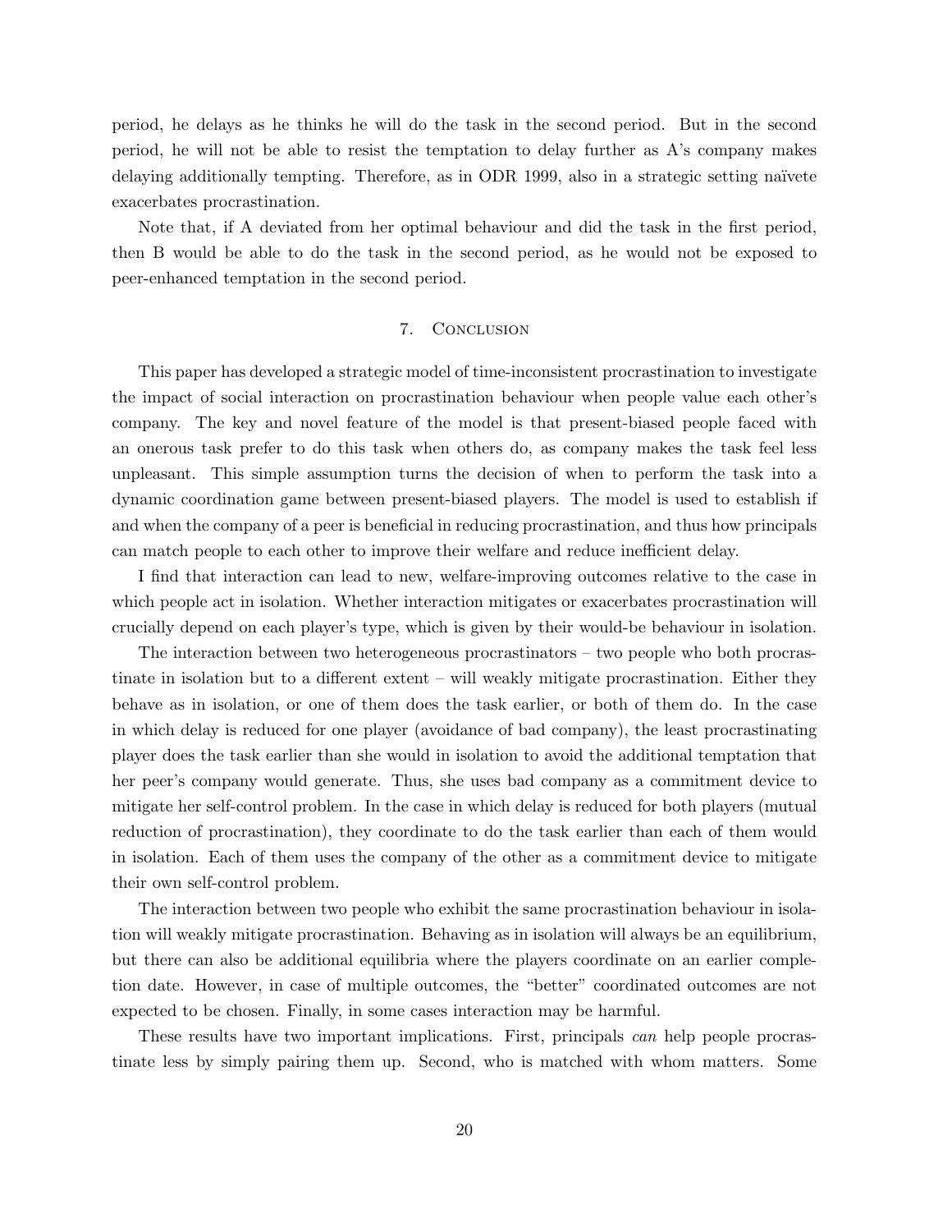period, he delays as he thinks he will do the task in the second period. But in the second period, he will not be able to resist the temptation to delay further as A's company makes delaying additionally tempting. Therefore, as in ODR 1999, also in a strategic setting naïvete exacerbates procrastination.

Note that, if A deviated from her optimal behaviour and did the task in the first period, then B would be able to do the task in the second period, as he would not be exposed to peer-enhanced temptation in the second period.

## 7. Conclusion

This paper has developed a strategic model of time-inconsistent procrastination to investigate the impact of social interaction on procrastination behaviour when people value each other's company. The key and novel feature of the model is that present-biased people faced with an onerous task prefer to do this task when others do, as company makes the task feel less unpleasant. This simple assumption turns the decision of when to perform the task into a dynamic coordination game between present-biased players. The model is used to establish if and when the company of a peer is beneficial in reducing procrastination, and thus how principals can match people to each other to improve their welfare and reduce inefficient delay.

I find that interaction can lead to new, welfare-improving outcomes relative to the case in which people act in isolation. Whether interaction mitigates or exacerbates procrastination will crucially depend on each player's type, which is given by their would-be behaviour in isolation.

The interaction between two heterogeneous procrastinators – two people who both procrastinate in isolation but to a different extent – will weakly mitigate procrastination. Either they behave as in isolation, or one of them does the task earlier, or both of them do. In the case in which delay is reduced for one player (avoidance of bad company), the least procrastinating player does the task earlier than she would in isolation to avoid the additional temptation that her peer's company would generate. Thus, she uses bad company as a commitment device to mitigate her self-control problem. In the case in which delay is reduced for both players (mutual reduction of procrastination), they coordinate to do the task earlier than each of them would in isolation. Each of them uses the company of the other as a commitment device to mitigate their own self-control problem.

The interaction between two people who exhibit the same procrastination behaviour in isolation will weakly mitigate procrastination. Behaving as in isolation will always be an equilibrium, but there can also be additional equilibria where the players coordinate on an earlier completion date. However, in case of multiple outcomes, the "better" coordinated outcomes are not expected to be chosen. Finally, in some cases interaction may be harmful.

These results have two important implications. First, principals *can* help people procrastinate less by simply pairing them up. Second, who is matched with whom matters. Some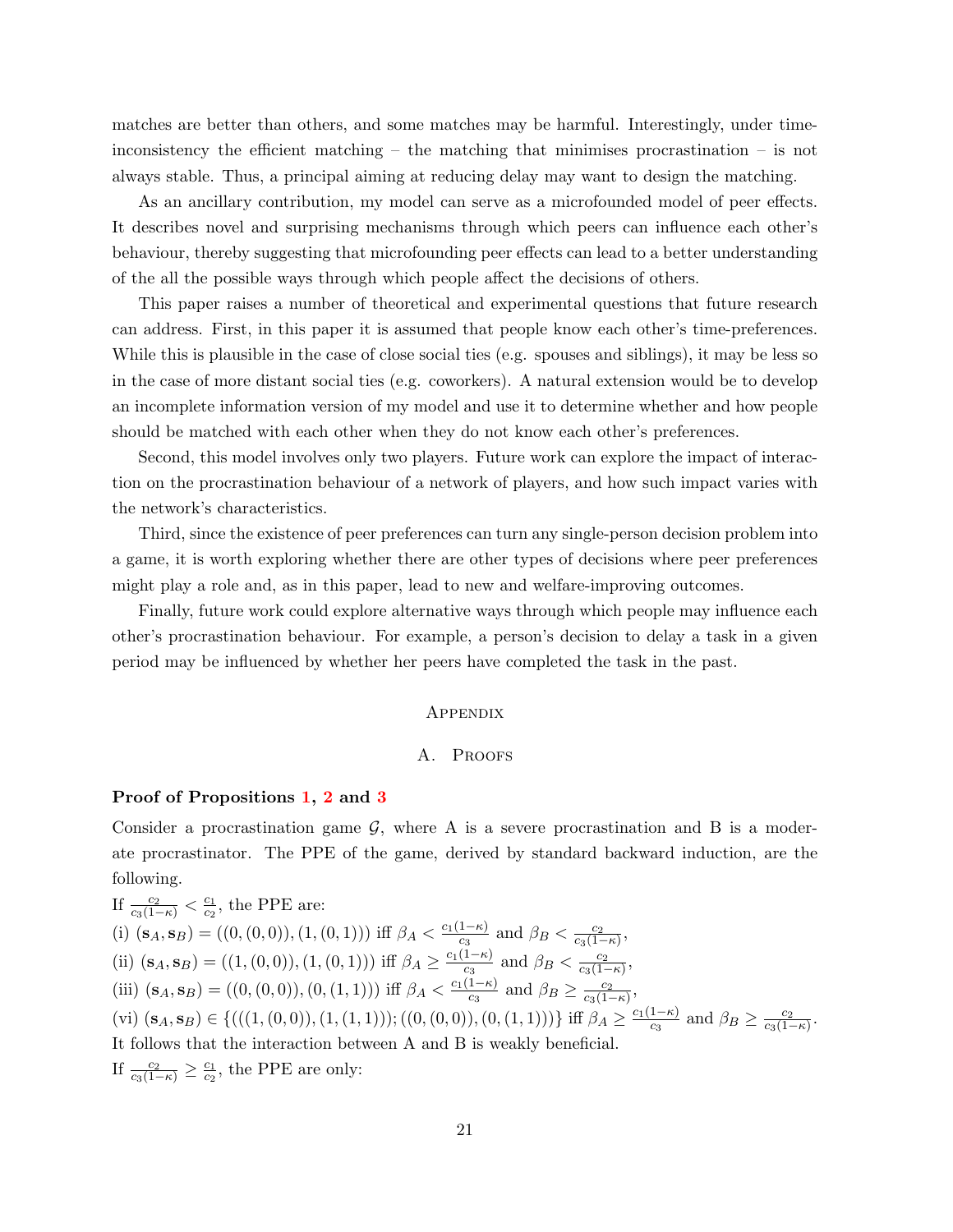matches are better than others, and some matches may be harmful. Interestingly, under time-inconsistency the efficient matching – the matching that minimises procrastination – is not always stable. Thus, a principal aiming at reducing delay may want to design the matching.

As an ancillary contribution, my model can serve as a microfounded model of peer effects. It describes novel and surprising mechanisms through which peers can influence each other's behaviour, thereby suggesting that microfounding peer effects can lead to a better understanding of the all the possible ways through which people affect the decisions of others.

This paper raises a number of theoretical and experimental questions that future research can address. First, in this paper it is assumed that people know each other's time-preferences. While this is plausible in the case of close social ties (e.g. spouses and siblings), it may be less so in the case of more distant social ties (e.g. coworkers). A natural extension would be to develop an incomplete information version of my model and use it to determine whether and how people should be matched with each other when they do not know each other's preferences.

Second, this model involves only two players. Future work can explore the impact of interaction on the procrastination behaviour of a network of players, and how such impact varies with the network's characteristics.

Third, since the existence of peer preferences can turn any single-person decision problem into a game, it is worth exploring whether there are other types of decisions where peer preferences might play a role and, as in this paper, lead to new and welfare-improving outcomes.

Finally, future work could explore alternative ways through which people may influence each other's procrastination behaviour. For example, a person's decision to delay a task in a given period may be influenced by whether her peers have completed the task in the past.

## Appendix

## A. Proofs

**Proof of Propositions 1, 2 and 3**

Consider a procrastination game $\mathcal{G}$, where A is a severe procrastination and B is a moderate procrastinator. The PPE of the game, derived by standard backward induction, are the following.

If $\frac{c_2}{c_3(1-\kappa)} < \frac{c_1}{c_2}$, the PPE are:

(i) $(\mathbf{s}_A, \mathbf{s}_B) = ((0,(0,0)),(1,(0,1)))$ iff $\beta_A < \frac{c_1(1-\kappa)}{c_3}$ and $\beta_B < \frac{c_2}{c_3(1-\kappa)}$,

(ii) $(\mathbf{s}_A, \mathbf{s}_B) = ((1,(0,0)),(1,(0,1)))$ iff $\beta_A \geq \frac{c_1(1-\kappa)}{c_3}$ and $\beta_B < \frac{c_2}{c_3(1-\kappa)}$,

(iii) $(\mathbf{s}_A, \mathbf{s}_B) = ((0,(0,0)),(0,(1,1)))$ iff $\beta_A < \frac{c_1(1-\kappa)}{c_3}$ and $\beta_B \geq \frac{c_2}{c_3(1-\kappa)}$,

(vi) $(\mathbf{s}_A, \mathbf{s}_B) \in \{((1,(0,0)),(1,(1,1))); ((0,(0,0)),(0,(1,1)))\}$ iff $\beta_A \geq \frac{c_1(1-\kappa)}{c_3}$ and $\beta_B \geq \frac{c_2}{c_3(1-\kappa)}$.

It follows that the interaction between A and B is weakly beneficial.

If $\frac{c_2}{c_3(1-\kappa)} \geq \frac{c_1}{c_2}$, the PPE are only: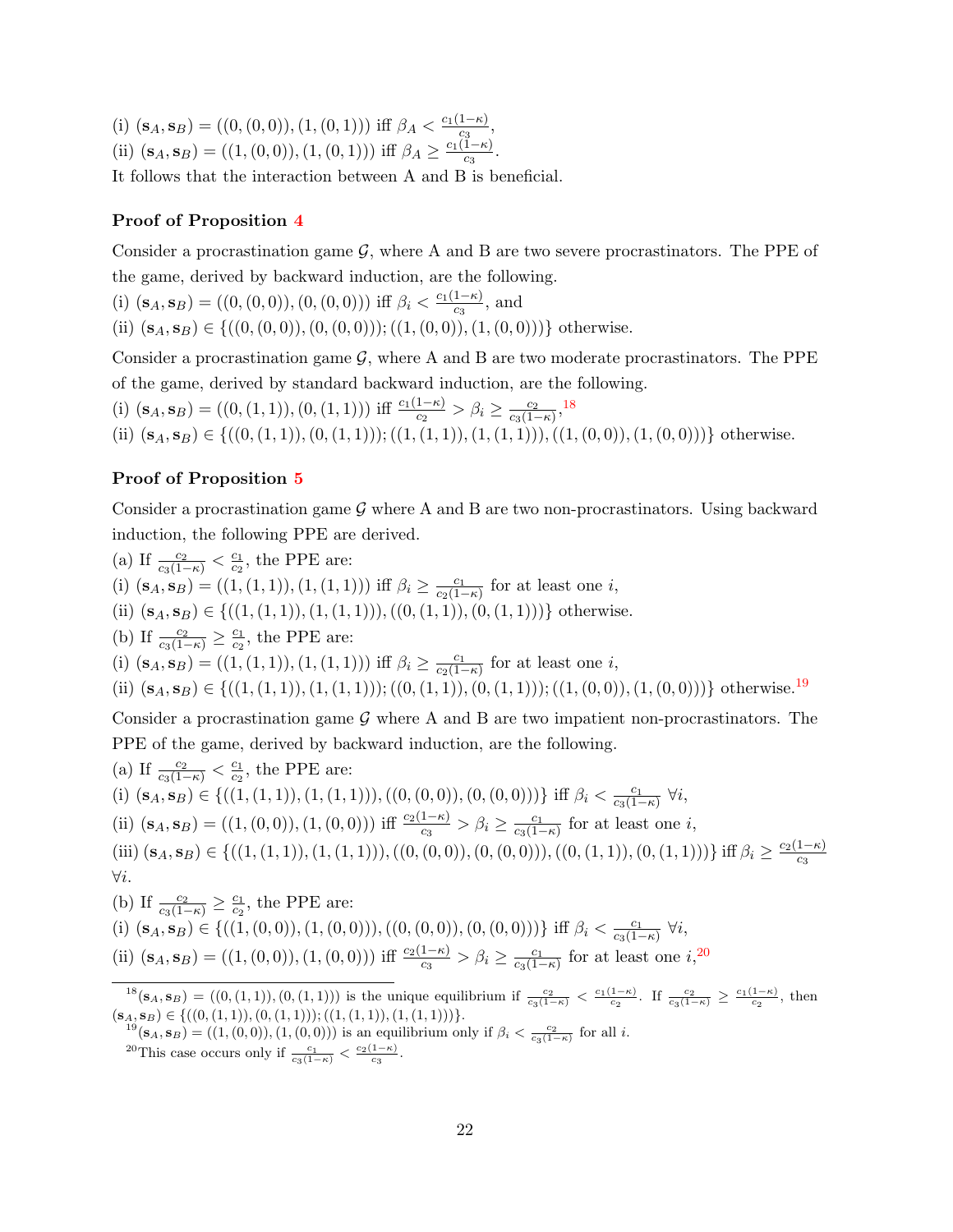(i) $(\mathbf{s}_A, \mathbf{s}_B) = ((0,(0,0)),(1,(0,1)))$ iff $\beta_A < \frac{c_1(1-\kappa)}{c_3}$,
(ii) $(\mathbf{s}_A, \mathbf{s}_B) = ((1,(0,0)),(1,(0,1)))$ iff $\beta_A \geq \frac{c_1(1-\kappa)}{c_3}$.
It follows that the interaction between A and B is beneficial.

**Proof of Proposition 4**

Consider a procrastination game $\mathcal{G}$, where A and B are two severe procrastinators. The PPE of the game, derived by backward induction, are the following.
(i) $(\mathbf{s}_A, \mathbf{s}_B) = ((0,(0,0)),(0,(0,0)))$ iff $\beta_i < \frac{c_1(1-\kappa)}{c_3}$, and
(ii) $(\mathbf{s}_A, \mathbf{s}_B) \in \{((0,(0,0)),(0,(0,0))); ((1,(0,0)),(1,(0,0)))\}$ otherwise.

Consider a procrastination game $\mathcal{G}$, where A and B are two moderate procrastinators. The PPE of the game, derived by standard backward induction, are the following.
(i) $(\mathbf{s}_A, \mathbf{s}_B) = ((0,(1,1)),(0,(1,1)))$ iff $\frac{c_1(1-\kappa)}{c_2} > \beta_i \geq \frac{c_2}{c_3(1-\kappa)}$,[18]
(ii) $(\mathbf{s}_A, \mathbf{s}_B) \in \{((0,(1,1)),(0,(1,1))); ((1,(1,1)),(1,(1,1))), ((1,(0,0)),(1,(0,0)))\}$ otherwise.

**Proof of Proposition 5**

Consider a procrastination game $\mathcal{G}$ where A and B are two non-procrastinators. Using backward induction, the following PPE are derived.
(a) If $\frac{c_2}{c_3(1-\kappa)} < \frac{c_1}{c_2}$, the PPE are:
(i) $(\mathbf{s}_A, \mathbf{s}_B) = ((1,(1,1)),(1,(1,1)))$ iff $\beta_i \geq \frac{c_1}{c_2(1-\kappa)}$ for at least one $i$,
(ii) $(\mathbf{s}_A, \mathbf{s}_B) \in \{((1,(1,1)),(1,(1,1))), ((0,(1,1)),(0,(1,1)))\}$ otherwise.
(b) If $\frac{c_2}{c_3(1-\kappa)} \geq \frac{c_1}{c_2}$, the PPE are:
(i) $(\mathbf{s}_A, \mathbf{s}_B) = ((1,(1,1)),(1,(1,1)))$ iff $\beta_i \geq \frac{c_1}{c_2(1-\kappa)}$ for at least one $i$,
(ii) $(\mathbf{s}_A, \mathbf{s}_B) \in \{((1,(1,1)),(1,(1,1))); ((0,(1,1)),(0,(1,1))); ((1,(0,0)),(1,(0,0)))\}$ otherwise.[19]

Consider a procrastination game $\mathcal{G}$ where A and B are two impatient non-procrastinators. The PPE of the game, derived by backward induction, are the following.
(a) If $\frac{c_2}{c_3(1-\kappa)} < \frac{c_1}{c_2}$, the PPE are:
(i) $(\mathbf{s}_A, \mathbf{s}_B) \in \{((1,(1,1)),(1,(1,1))), ((0,(0,0)),(0,(0,0)))\}$ iff $\beta_i < \frac{c_1}{c_3(1-\kappa)}$ $\forall i$,
(ii) $(\mathbf{s}_A, \mathbf{s}_B) = ((1,(0,0)),(1,(0,0)))$ iff $\frac{c_2(1-\kappa)}{c_3} > \beta_i \geq \frac{c_1}{c_3(1-\kappa)}$ for at least one $i$,
(iii) $(\mathbf{s}_A, \mathbf{s}_B) \in \{((1,(1,1)),(1,(1,1))), ((0,(0,0)),(0,(0,0))), ((0,(1,1)),(0,(1,1)))\}$ iff $\beta_i \geq \frac{c_2(1-\kappa)}{c_3}$ $\forall i$.
(b) If $\frac{c_2}{c_3(1-\kappa)} \geq \frac{c_1}{c_2}$, the PPE are:
(i) $(\mathbf{s}_A, \mathbf{s}_B) \in \{((1,(0,0)),(1,(0,0))), ((0,(0,0)),(0,(0,0)))\}$ iff $\beta_i < \frac{c_1}{c_3(1-\kappa)}$ $\forall i$,
(ii) $(\mathbf{s}_A, \mathbf{s}_B) = ((1,(0,0)),(1,(0,0)))$ iff $\frac{c_2(1-\kappa)}{c_3} > \beta_i \geq \frac{c_1}{c_3(1-\kappa)}$ for at least one $i$,[20]

---

[18] $(\mathbf{s}_A, \mathbf{s}_B) = ((0,(1,1)),(0,(1,1)))$ is the unique equilibrium if $\frac{c_2}{c_3(1-\kappa)} < \frac{c_1(1-\kappa)}{c_2}$. If $\frac{c_2}{c_3(1-\kappa)} \geq \frac{c_1(1-\kappa)}{c_2}$, then $(\mathbf{s}_A, \mathbf{s}_B) \in \{((0,(1,1)),(0,(1,1))); ((1,(1,1)),(1,(1,1)))\}$.

[19] $(\mathbf{s}_A, \mathbf{s}_B) = ((1,(0,0)),(1,(0,0)))$ is an equilibrium only if $\beta_i < \frac{c_2}{c_3(1-\kappa)}$ for all $i$.

[20] This case occurs only if $\frac{c_1}{c_3(1-\kappa)} < \frac{c_2(1-\kappa)}{c_3}$.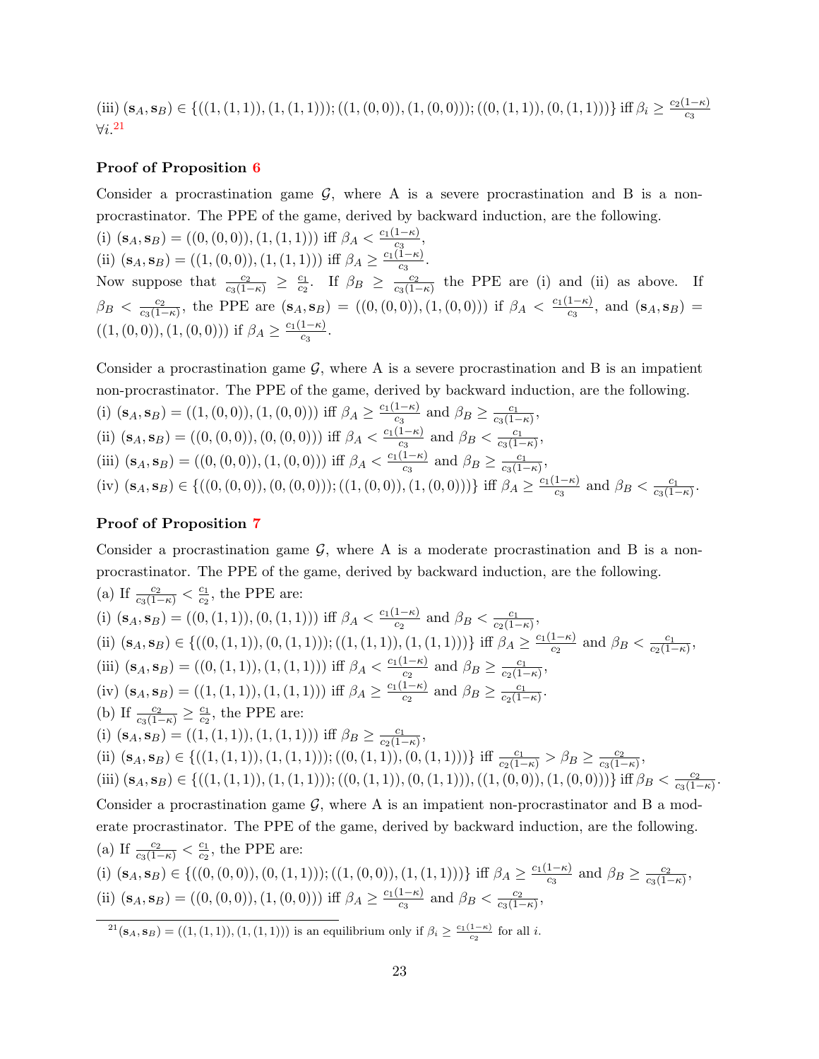(iii) $(\mathbf{s}_A, \mathbf{s}_B) \in \{((1,(1,1)),(1,(1,1))); ((1,(0,0)),(1,(0,0))); ((0,(1,1)),(0,(1,1)))\}$ iff $\beta_i \geq \frac{c_2(1-\kappa)}{c_3}$ $\forall i$.[21]

**Proof of Proposition 6**

Consider a procrastination game $\mathcal{G}$, where A is a severe procrastination and B is a non-procrastinator. The PPE of the game, derived by backward induction, are the following.
(i) $(\mathbf{s}_A, \mathbf{s}_B) = ((0,(0,0)),(1,(1,1)))$ iff $\beta_A < \frac{c_1(1-\kappa)}{c_3}$,
(ii) $(\mathbf{s}_A, \mathbf{s}_B) = ((1,(0,0)),(1,(1,1)))$ iff $\beta_A \geq \frac{c_1(1-\kappa)}{c_3}$.
Now suppose that $\frac{c_2}{c_3(1-\kappa)} \geq \frac{c_1}{c_2}$. If $\beta_B \geq \frac{c_2}{c_3(1-\kappa)}$ the PPE are (i) and (ii) as above. If $\beta_B < \frac{c_2}{c_3(1-\kappa)}$, the PPE are $(\mathbf{s}_A, \mathbf{s}_B) = ((0,(0,0)),(1,(0,0)))$ if $\beta_A < \frac{c_1(1-\kappa)}{c_3}$, and $(\mathbf{s}_A, \mathbf{s}_B) = ((1,(0,0)),(1,(0,0)))$ if $\beta_A \geq \frac{c_1(1-\kappa)}{c_3}$.

Consider a procrastination game $\mathcal{G}$, where A is a severe procrastination and B is an impatient non-procrastinator. The PPE of the game, derived by backward induction, are the following.
(i) $(\mathbf{s}_A, \mathbf{s}_B) = ((1,(0,0)),(1,(0,0)))$ iff $\beta_A \geq \frac{c_1(1-\kappa)}{c_3}$ and $\beta_B \geq \frac{c_1}{c_3(1-\kappa)}$,
(ii) $(\mathbf{s}_A, \mathbf{s}_B) = ((0,(0,0)),(0,(0,0)))$ iff $\beta_A < \frac{c_1(1-\kappa)}{c_3}$ and $\beta_B < \frac{c_1}{c_3(1-\kappa)}$,
(iii) $(\mathbf{s}_A, \mathbf{s}_B) = ((0,(0,0)),(1,(0,0)))$ iff $\beta_A < \frac{c_1(1-\kappa)}{c_3}$ and $\beta_B \geq \frac{c_1}{c_3(1-\kappa)}$,
(iv) $(\mathbf{s}_A, \mathbf{s}_B) \in \{((0,(0,0)),(0,(0,0))); ((1,(0,0)),(1,(0,0)))\}$ iff $\beta_A \geq \frac{c_1(1-\kappa)}{c_3}$ and $\beta_B < \frac{c_1}{c_3(1-\kappa)}$.

**Proof of Proposition 7**

Consider a procrastination game $\mathcal{G}$, where A is a moderate procrastination and B is a non-procrastinator. The PPE of the game, derived by backward induction, are the following.
(a) If $\frac{c_2}{c_3(1-\kappa)} < \frac{c_1}{c_2}$, the PPE are:
(i) $(\mathbf{s}_A, \mathbf{s}_B) = ((0,(1,1)),(0,(1,1)))$ iff $\beta_A < \frac{c_1(1-\kappa)}{c_2}$ and $\beta_B < \frac{c_1}{c_2(1-\kappa)}$,
(ii) $(\mathbf{s}_A, \mathbf{s}_B) \in \{((0,(1,1)),(0,(1,1))); ((1,(1,1)),(1,(1,1)))\}$ iff $\beta_A \geq \frac{c_1(1-\kappa)}{c_2}$ and $\beta_B < \frac{c_1}{c_2(1-\kappa)}$,
(iii) $(\mathbf{s}_A, \mathbf{s}_B) = ((0,(1,1)),(1,(1,1)))$ iff $\beta_A < \frac{c_1(1-\kappa)}{c_2}$ and $\beta_B \geq \frac{c_1}{c_2(1-\kappa)}$,
(iv) $(\mathbf{s}_A, \mathbf{s}_B) = ((1,(1,1)),(1,(1,1)))$ iff $\beta_A \geq \frac{c_1(1-\kappa)}{c_2}$ and $\beta_B \geq \frac{c_1}{c_2(1-\kappa)}$.
(b) If $\frac{c_2}{c_3(1-\kappa)} \geq \frac{c_1}{c_2}$, the PPE are:
(i) $(\mathbf{s}_A, \mathbf{s}_B) = ((1,(1,1)),(1,(1,1)))$ iff $\beta_B \geq \frac{c_1}{c_2(1-\kappa)}$,
(ii) $(\mathbf{s}_A, \mathbf{s}_B) \in \{((1,(1,1)),(1,(1,1))); ((0,(1,1)),(0,(1,1)))\}$ iff $\frac{c_1}{c_2(1-\kappa)} > \beta_B \geq \frac{c_2}{c_3(1-\kappa)}$,
(iii) $(\mathbf{s}_A, \mathbf{s}_B) \in \{((1,(1,1)),(1,(1,1))); ((0,(1,1)),(0,(1,1))), ((1,(0,0)),(1,(0,0)))\}$ iff $\beta_B < \frac{c_2}{c_3(1-\kappa)}$.

Consider a procrastination game $\mathcal{G}$, where A is an impatient non-procrastinator and B a moderate procrastinator. The PPE of the game, derived by backward induction, are the following.
(a) If $\frac{c_2}{c_3(1-\kappa)} < \frac{c_1}{c_2}$, the PPE are:
(i) $(\mathbf{s}_A, \mathbf{s}_B) \in \{((0,(0,0)),(0,(1,1))); ((1,(0,0)),(1,(1,1)))\}$ iff $\beta_A \geq \frac{c_1(1-\kappa)}{c_3}$ and $\beta_B \geq \frac{c_2}{c_3(1-\kappa)}$,
(ii) $(\mathbf{s}_A, \mathbf{s}_B) = ((0,(0,0)),(1,(0,0)))$ iff $\beta_A \geq \frac{c_1(1-\kappa)}{c_3}$ and $\beta_B < \frac{c_2}{c_3(1-\kappa)}$,

[21] $(\mathbf{s}_A, \mathbf{s}_B) = ((1,(1,1)),(1,(1,1)))$ is an equilibrium only if $\beta_i \geq \frac{c_1(1-\kappa)}{c_2}$ for all $i$.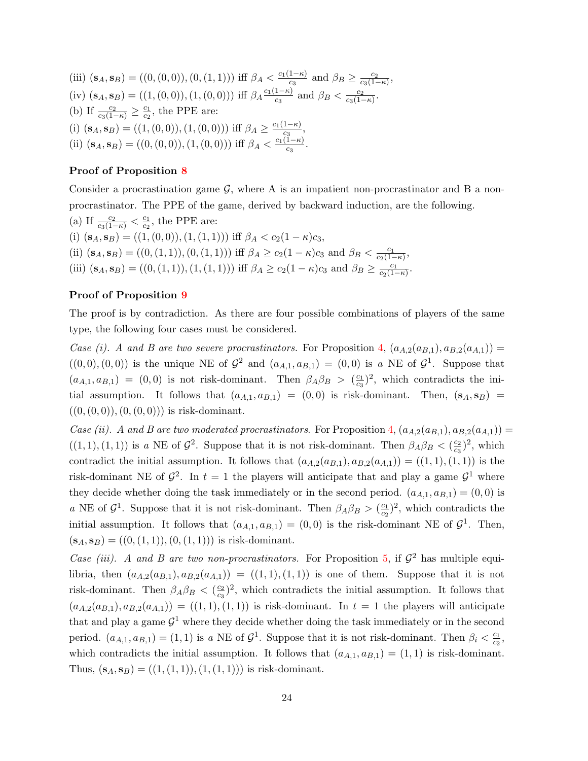(iii) $(\mathbf{s}_A, \mathbf{s}_B) = ((0,(0,0)),(0,(1,1)))$ iff $\beta_A < \frac{c_1(1-\kappa)}{c_3}$ and $\beta_B \geq \frac{c_2}{c_3(1-\kappa)}$,
(iv) $(\mathbf{s}_A, \mathbf{s}_B) = ((1,(0,0)),(1,(0,0)))$ iff $\beta_A \frac{c_1(1-\kappa)}{c_3}$ and $\beta_B < \frac{c_2}{c_3(1-\kappa)}$.
(b) If $\frac{c_2}{c_3(1-\kappa)} \geq \frac{c_1}{c_2}$, the PPE are:
(i) $(\mathbf{s}_A, \mathbf{s}_B) = ((1,(0,0)),(1,(0,0)))$ iff $\beta_A \geq \frac{c_1(1-\kappa)}{c_3}$,
(ii) $(\mathbf{s}_A, \mathbf{s}_B) = ((0,(0,0)),(1,(0,0)))$ iff $\beta_A < \frac{c_1(1-\kappa)}{c_3}$.

**Proof of Proposition 8**

Consider a procrastination game $\mathcal{G}$, where A is an impatient non-procrastinator and B a non-procrastinator. The PPE of the game, derived by backward induction, are the following.
(a) If $\frac{c_2}{c_3(1-\kappa)} < \frac{c_1}{c_2}$, the PPE are:
(i) $(\mathbf{s}_A, \mathbf{s}_B) = ((1,(0,0)),(1,(1,1)))$ iff $\beta_A < c_2(1-\kappa)c_3$,
(ii) $(\mathbf{s}_A, \mathbf{s}_B) = ((0,(1,1)),(0,(1,1)))$ iff $\beta_A \geq c_2(1-\kappa)c_3$ and $\beta_B < \frac{c_1}{c_2(1-\kappa)}$,
(iii) $(\mathbf{s}_A, \mathbf{s}_B) = ((0,(1,1)),(1,(1,1)))$ iff $\beta_A \geq c_2(1-\kappa)c_3$ and $\beta_B \geq \frac{c_1}{c_2(1-\kappa)}$.

**Proof of Proposition 9**

The proof is by contradiction. As there are four possible combinations of players of the same type, the following four cases must be considered.

*Case (i). A and B are two severe procrastinators.* For Proposition 4, $(a_{A,2}(a_{B,1}), a_{B,2}(a_{A,1})) = ((0,0),(0,0))$ is the unique NE of $\mathcal{G}^2$ and $(a_{A,1}, a_{B,1}) = (0,0)$ is *a* NE of $\mathcal{G}^1$. Suppose that $(a_{A,1}, a_{B,1}) = (0,0)$ is not risk-dominant. Then $\beta_A\beta_B > (\frac{c_1}{c_3})^2$, which contradicts the initial assumption. It follows that $(a_{A,1}, a_{B,1}) = (0,0)$ is risk-dominant. Then, $(\mathbf{s}_A, \mathbf{s}_B) = ((0,(0,0)),(0,(0,0)))$ is risk-dominant.

*Case (ii). A and B are two moderated procrastinators.* For Proposition 4, $(a_{A,2}(a_{B,1}), a_{B,2}(a_{A,1})) = ((1,1),(1,1))$ is *a* NE of $\mathcal{G}^2$. Suppose that it is not risk-dominant. Then $\beta_A\beta_B < (\frac{c_2}{c_3})^2$, which contradict the initial assumption. It follows that $(a_{A,2}(a_{B,1}), a_{B,2}(a_{A,1})) = ((1,1),(1,1))$ is the risk-dominant NE of $\mathcal{G}^2$. In $t=1$ the players will anticipate that and play a game $\mathcal{G}^1$ where they decide whether doing the task immediately or in the second period. $(a_{A,1}, a_{B,1}) = (0,0)$ is *a* NE of $\mathcal{G}^1$. Suppose that it is not risk-dominant. Then $\beta_A\beta_B > (\frac{c_1}{c_2})^2$, which contradicts the initial assumption. It follows that $(a_{A,1}, a_{B,1}) = (0,0)$ is the risk-dominant NE of $\mathcal{G}^1$. Then, $(\mathbf{s}_A, \mathbf{s}_B) = ((0,(1,1)),(0,(1,1)))$ is risk-dominant.

*Case (iii). A and B are two non-procrastinators.* For Proposition 5, if $\mathcal{G}^2$ has multiple equilibria, then $(a_{A,2}(a_{B,1}), a_{B,2}(a_{A,1})) = ((1,1),(1,1))$ is one of them. Suppose that it is not risk-dominant. Then $\beta_A\beta_B < (\frac{c_2}{c_3})^2$, which contradicts the initial assumption. It follows that $(a_{A,2}(a_{B,1}), a_{B,2}(a_{A,1})) = ((1,1),(1,1))$ is risk-dominant. In $t=1$ the players will anticipate that and play a game $\mathcal{G}^1$ where they decide whether doing the task immediately or in the second period. $(a_{A,1}, a_{B,1}) = (1,1)$ is *a* NE of $\mathcal{G}^1$. Suppose that it is not risk-dominant. Then $\beta_i < \frac{c_1}{c_2}$, which contradicts the initial assumption. It follows that $(a_{A,1}, a_{B,1}) = (1,1)$ is risk-dominant. Thus, $(\mathbf{s}_A, \mathbf{s}_B) = ((1,(1,1)),(1,(1,1)))$ is risk-dominant.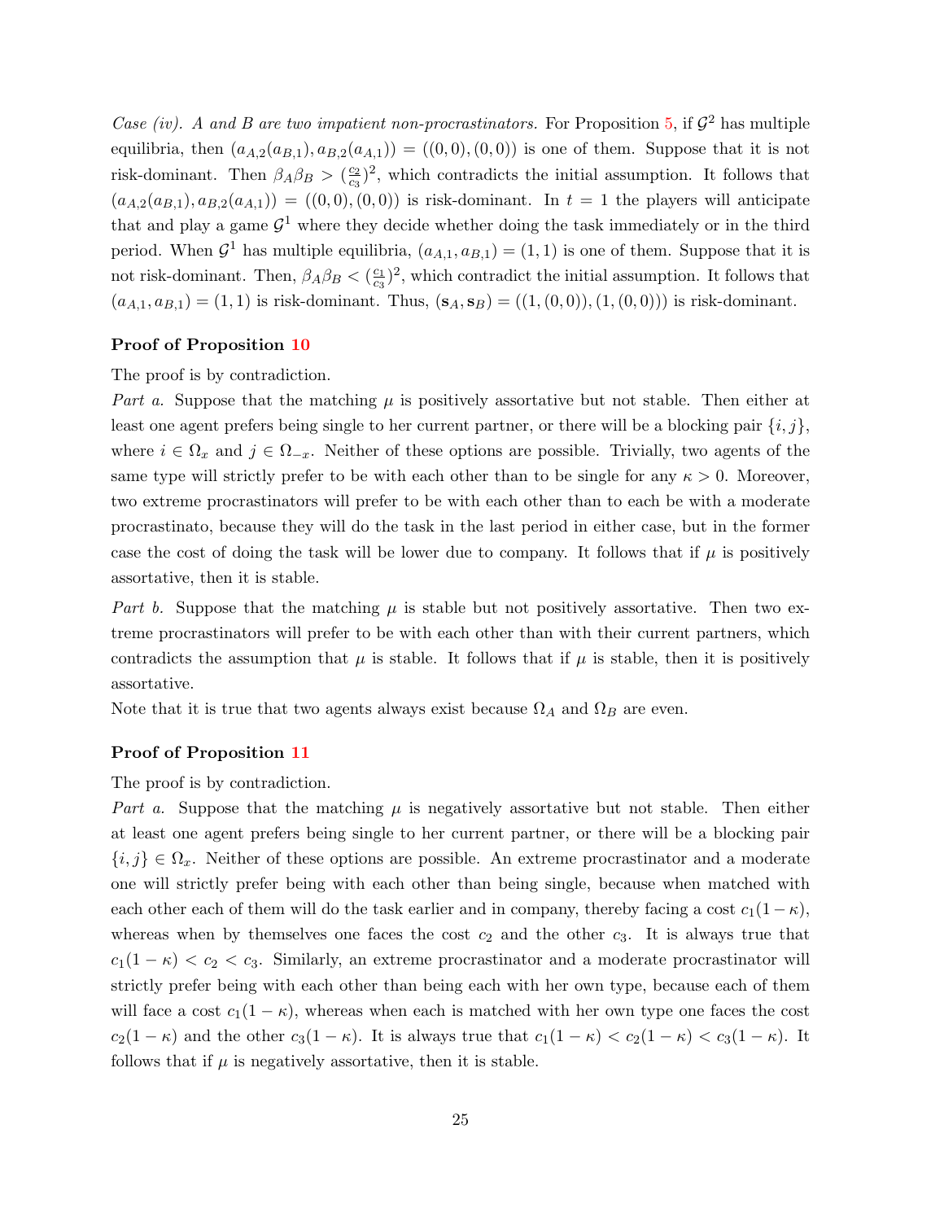*Case (iv). A and B are two impatient non-procrastinators.* For Proposition 5, if $\mathcal{G}^2$ has multiple equilibria, then $(a_{A,2}(a_{B,1}), a_{B,2}(a_{A,1})) = ((0,0),(0,0))$ is one of them. Suppose that it is not risk-dominant. Then $\beta_A \beta_B > (\frac{c_2}{c_3})^2$, which contradicts the initial assumption. It follows that $(a_{A,2}(a_{B,1}), a_{B,2}(a_{A,1})) = ((0,0),(0,0))$ is risk-dominant. In $t = 1$ the players will anticipate that and play a game $\mathcal{G}^1$ where they decide whether doing the task immediately or in the third period. When $\mathcal{G}^1$ has multiple equilibria, $(a_{A,1}, a_{B,1}) = (1,1)$ is one of them. Suppose that it is not risk-dominant. Then, $\beta_A \beta_B < (\frac{c_1}{c_3})^2$, which contradict the initial assumption. It follows that $(a_{A,1}, a_{B,1}) = (1,1)$ is risk-dominant. Thus, $(\mathbf{s}_A, \mathbf{s}_B) = ((1,(0,0)),(1,(0,0)))$ is risk-dominant.

**Proof of Proposition 10**

The proof is by contradiction.

*Part a.* Suppose that the matching $\mu$ is positively assortative but not stable. Then either at least one agent prefers being single to her current partner, or there will be a blocking pair $\{i, j\}$, where $i \in \Omega_x$ and $j \in \Omega_{-x}$. Neither of these options are possible. Trivially, two agents of the same type will strictly prefer to be with each other than to be single for any $\kappa > 0$. Moreover, two extreme procrastinators will prefer to be with each other than to each be with a moderate procrastinato, because they will do the task in the last period in either case, but in the former case the cost of doing the task will be lower due to company. It follows that if $\mu$ is positively assortative, then it is stable.

*Part b.* Suppose that the matching $\mu$ is stable but not positively assortative. Then two extreme procrastinators will prefer to be with each other than with their current partners, which contradicts the assumption that $\mu$ is stable. It follows that if $\mu$ is stable, then it is positively assortative.

Note that it is true that two agents always exist because $\Omega_A$ and $\Omega_B$ are even.

**Proof of Proposition 11**

The proof is by contradiction.

*Part a.* Suppose that the matching $\mu$ is negatively assortative but not stable. Then either at least one agent prefers being single to her current partner, or there will be a blocking pair $\{i, j\} \in \Omega_x$. Neither of these options are possible. An extreme procrastinator and a moderate one will strictly prefer being with each other than being single, because when matched with each other each of them will do the task earlier and in company, thereby facing a cost $c_1(1-\kappa)$, whereas when by themselves one faces the cost $c_2$ and the other $c_3$. It is always true that $c_1(1-\kappa) < c_2 < c_3$. Similarly, an extreme procrastinator and a moderate procrastinator will strictly prefer being with each other than being each with her own type, because each of them will face a cost $c_1(1-\kappa)$, whereas when each is matched with her own type one faces the cost $c_2(1-\kappa)$ and the other $c_3(1-\kappa)$. It is always true that $c_1(1-\kappa) < c_2(1-\kappa) < c_3(1-\kappa)$. It follows that if $\mu$ is negatively assortative, then it is stable.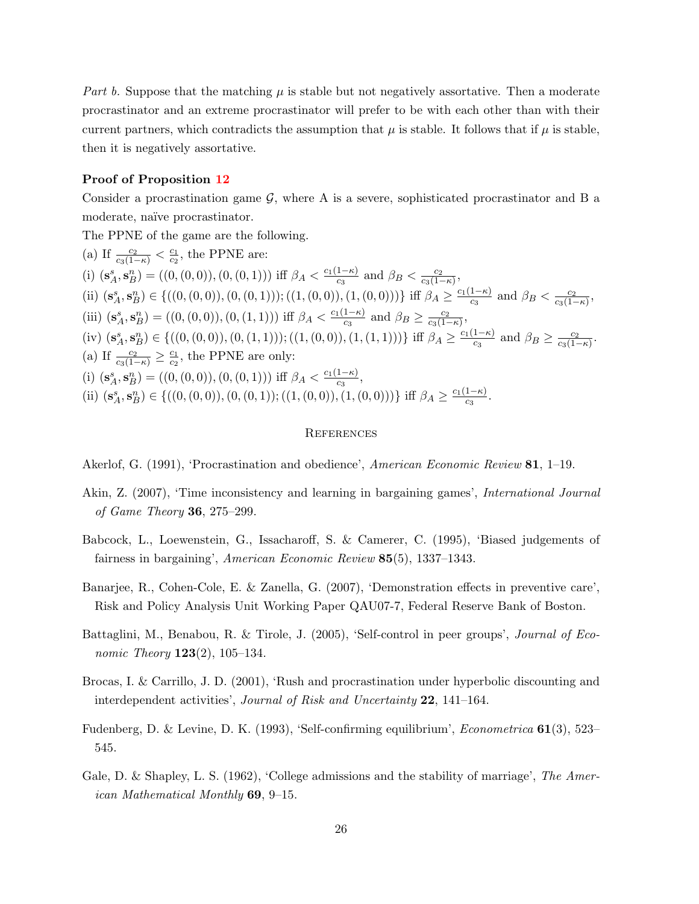*Part b.* Suppose that the matching $\mu$ is stable but not negatively assortative. Then a moderate procrastinator and an extreme procrastinator will prefer to be with each other than with their current partners, which contradicts the assumption that $\mu$ is stable. It follows that if $\mu$ is stable, then it is negatively assortative.

**Proof of Proposition 12**

Consider a procrastination game $\mathcal{G}$, where A is a severe, sophisticated procrastinator and B a moderate, naïve procrastinator.

The PPNE of the game are the following.

(a) If $\frac{c_2}{c_3(1-\kappa)} < \frac{c_1}{c_2}$, the PPNE are:

(i) $(\mathbf{s}_A^s, \mathbf{s}_B^n) = ((0,(0,0)),(0,(0,1)))$ iff $\beta_A < \frac{c_1(1-\kappa)}{c_3}$ and $\beta_B < \frac{c_2}{c_3(1-\kappa)}$,

(ii) $(\mathbf{s}_A^s, \mathbf{s}_B^n) \in \{((0,(0,0)),(0,(0,1))); ((1,(0,0)),(1,(0,0)))\}$ iff $\beta_A \geq \frac{c_1(1-\kappa)}{c_3}$ and $\beta_B < \frac{c_2}{c_3(1-\kappa)}$,

(iii) $(\mathbf{s}_A^s, \mathbf{s}_B^n) = ((0,(0,0)),(0,(1,1)))$ iff $\beta_A < \frac{c_1(1-\kappa)}{c_3}$ and $\beta_B \geq \frac{c_2}{c_3(1-\kappa)}$,

(iv) $(\mathbf{s}_A^s, \mathbf{s}_B^n) \in \{((0,(0,0)),(0,(1,1))); ((1,(0,0)),(1,(1,1)))\}$ iff $\beta_A \geq \frac{c_1(1-\kappa)}{c_3}$ and $\beta_B \geq \frac{c_2}{c_3(1-\kappa)}$.

(a) If $\frac{c_2}{c_3(1-\kappa)} \geq \frac{c_1}{c_2}$, the PPNE are only:

(i) $(\mathbf{s}_A^s, \mathbf{s}_B^n) = ((0,(0,0)),(0,(0,1)))$ iff $\beta_A < \frac{c_1(1-\kappa)}{c_3}$,

(ii) $(\mathbf{s}_A^s, \mathbf{s}_B^n) \in \{((0,(0,0)),(0,(0,1)); ((1,(0,0)),(1,(0,0)))\}$ iff $\beta_A \geq \frac{c_1(1-\kappa)}{c_3}$.

## References

Akerlof, G. (1991), 'Procrastination and obedience', *American Economic Review* **81**, 1–19.

Akin, Z. (2007), 'Time inconsistency and learning in bargaining games', *International Journal of Game Theory* **36**, 275–299.

Babcock, L., Loewenstein, G., Issacharoff, S. & Camerer, C. (1995), 'Biased judgements of fairness in bargaining', *American Economic Review* **85**(5), 1337–1343.

Banarjee, R., Cohen-Cole, E. & Zanella, G. (2007), 'Demonstration effects in preventive care', Risk and Policy Analysis Unit Working Paper QAU07-7, Federal Reserve Bank of Boston.

Battaglini, M., Benabou, R. & Tirole, J. (2005), 'Self-control in peer groups', *Journal of Economic Theory* **123**(2), 105–134.

Brocas, I. & Carrillo, J. D. (2001), 'Rush and procrastination under hyperbolic discounting and interdependent activities', *Journal of Risk and Uncertainty* **22**, 141–164.

Fudenberg, D. & Levine, D. K. (1993), 'Self-confirming equilibrium', *Econometrica* **61**(3), 523–545.

Gale, D. & Shapley, L. S. (1962), 'College admissions and the stability of marriage', *The American Mathematical Monthly* **69**, 9–15.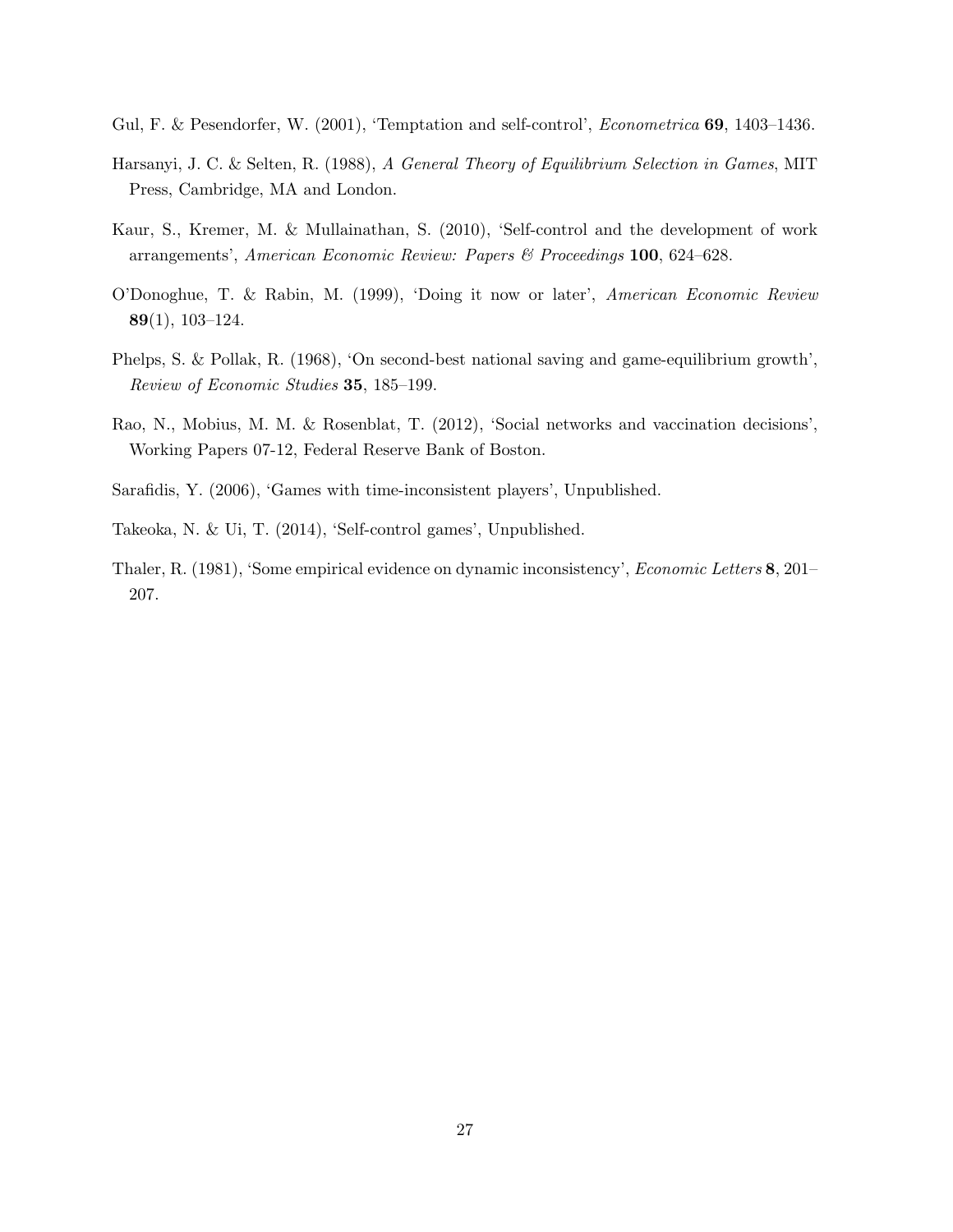Gul, F. & Pesendorfer, W. (2001), 'Temptation and self-control', *Econometrica* **69**, 1403–1436.

Harsanyi, J. C. & Selten, R. (1988), *A General Theory of Equilibrium Selection in Games*, MIT Press, Cambridge, MA and London.

Kaur, S., Kremer, M. & Mullainathan, S. (2010), 'Self-control and the development of work arrangements', *American Economic Review: Papers & Proceedings* **100**, 624–628.

O'Donoghue, T. & Rabin, M. (1999), 'Doing it now or later', *American Economic Review* **89**(1), 103–124.

Phelps, S. & Pollak, R. (1968), 'On second-best national saving and game-equilibrium growth', *Review of Economic Studies* **35**, 185–199.

Rao, N., Mobius, M. M. & Rosenblat, T. (2012), 'Social networks and vaccination decisions', Working Papers 07-12, Federal Reserve Bank of Boston.

Sarafidis, Y. (2006), 'Games with time-inconsistent players', Unpublished.

Takeoka, N. & Ui, T. (2014), 'Self-control games', Unpublished.

Thaler, R. (1981), 'Some empirical evidence on dynamic inconsistency', *Economic Letters* **8**, 201–207.